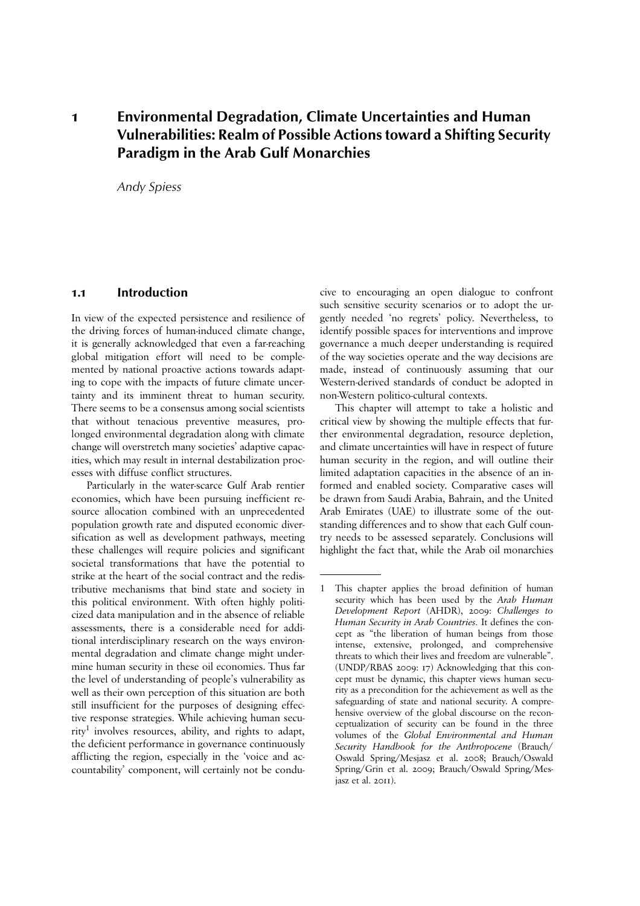# 1 Environmental Degradation, Climate Uncertainties and Human Vulnerabilities: Realm of Possible Actions toward a Shifting Security Paradigm in the Arab Gulf Monarchies

*Andy Spiess*

## 1.1 Introduction

In view of the expected persistence and resilience of the driving forces of human-induced climate change, it is generally acknowledged that even a far-reaching global mitigation effort will need to be complemented by national proactive actions towards adapting to cope with the impacts of future climate uncertainty and its imminent threat to human security. There seems to be a consensus among social scientists that without tenacious preventive measures, prolonged environmental degradation along with climate change will overstretch many societies' adaptive capacities, which may result in internal destabilization processes with diffuse conflict structures.

Particularly in the water-scarce Gulf Arab rentier economies, which have been pursuing inefficient resource allocation combined with an unprecedented population growth rate and disputed economic diversification as well as development pathways, meeting these challenges will require policies and significant societal transformations that have the potential to strike at the heart of the social contract and the redistributive mechanisms that bind state and society in this political environment. With often highly politicized data manipulation and in the absence of reliable assessments, there is a considerable need for additional interdisciplinary research on the ways environmental degradation and climate change might undermine human security in these oil economies. Thus far the level of understanding of people's vulnerability as well as their own perception of this situation are both still insufficient for the purposes of designing effective response strategies. While achieving human security[1] involves resources, ability, and rights to adapt, the deficient performance in governance continuously afflicting the region, especially in the 'voice and accountability' component, will certainly not be conducive to encouraging an open dialogue to confront such sensitive security scenarios or to adopt the urgently needed 'no regrets' policy. Nevertheless, to identify possible spaces for interventions and improve governance a much deeper understanding is required of the way societies operate and the way decisions are made, instead of continuously assuming that our Western-derived standards of conduct be adopted in non-Western politico-cultural contexts.

This chapter will attempt to take a holistic and critical view by showing the multiple effects that further environmental degradation, resource depletion, and climate uncertainties will have in respect of future human security in the region, and will outline their limited adaptation capacities in the absence of an informed and enabled society. Comparative cases will be drawn from Saudi Arabia, Bahrain, and the United Arab Emirates (UAE) to illustrate some of the outstanding differences and to show that each Gulf country needs to be assessed separately. Conclusions will highlight the fact that, while the Arab oil monarchies

---

1 This chapter applies the broad definition of human security which has been used by the *Arab Human Development Report* (AHDR), 2009: *Challenges to Human Security in Arab Countries.* It defines the concept as "the liberation of human beings from those intense, extensive, prolonged, and comprehensive threats to which their lives and freedom are vulnerable". (UNDP/RBAS 2009: 17) Acknowledging that this concept must be dynamic, this chapter views human security as a precondition for the achievement as well as the safeguarding of state and national security. A comprehensive overview of the global discourse on the reconceptualization of security can be found in the three volumes of the *Global Environmental and Human Security Handbook for the Anthropocene* (Brauch/Oswald Spring/Mesjasz et al. 2008; Brauch/Oswald Spring/Grin et al. 2009; Brauch/Oswald Spring/Mesjasz et al. 2011).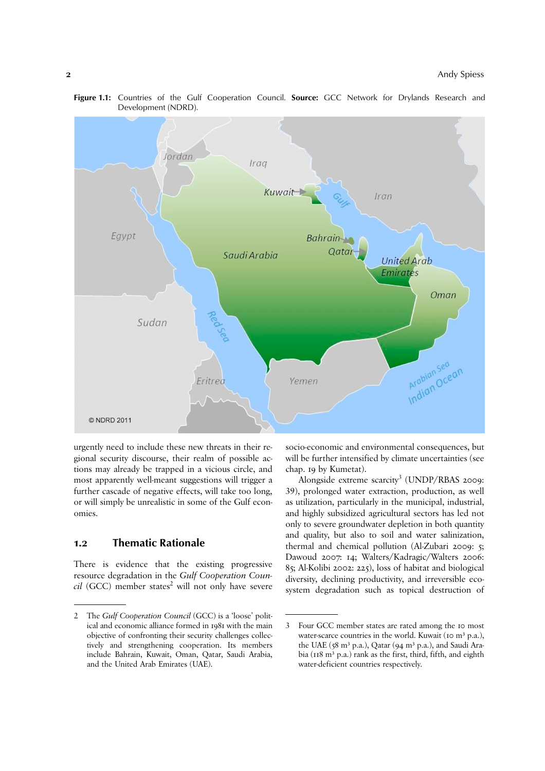**Figure 1.1:** Countries of the Gulf Cooperation Council. **Source:** GCC Network for Drylands Research and Development (NDRD).

urgently need to include these new threats in their regional security discourse, their realm of possible actions may already be trapped in a vicious circle, and most apparently well-meant suggestions will trigger a further cascade of negative effects, will take too long, or will simply be unrealistic in some of the Gulf economies.

## 1.2 Thematic Rationale

There is evidence that the existing progressive resource degradation in the *Gulf Cooperation Council* (GCC) member states[2] will not only have severe socio-economic and environmental consequences, but will be further intensified by climate uncertainties (see chap. 19 by Kumetat).

Alongside extreme scarcity[3] (UNDP/RBAS 2009: 39), prolonged water extraction, production, as well as utilization, particularly in the municipal, industrial, and highly subsidized agricultural sectors has led not only to severe groundwater depletion in both quantity and quality, but also to soil and water salinization, thermal and chemical pollution (Al-Zubari 2009: 5; Dawoud 2007: 14; Walters/Kadragic/Walters 2006: 85; Al-Kolibi 2002: 225), loss of habitat and biological diversity, declining productivity, and irreversible ecosystem degradation such as topical destruction of

---

2 The *Gulf Cooperation Council* (GCC) is a 'loose' political and economic alliance formed in 1981 with the main objective of confronting their security challenges collectively and strengthening cooperation. Its members include Bahrain, Kuwait, Oman, Qatar, Saudi Arabia, and the United Arab Emirates (UAE).

3 Four GCC member states are rated among the 10 most water-scarce countries in the world. Kuwait (10 $m^3$ p.a.), the UAE (58 $m^3$ p.a.), Qatar (94 $m^3$ p.a.), and Saudi Arabia (118 $m^3$ p.a.) rank as the first, third, fifth, and eighth water-deficient countries respectively.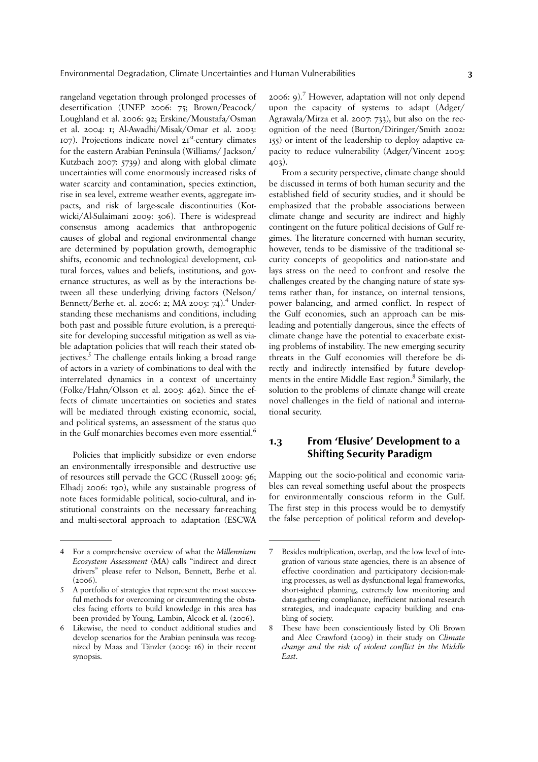rangeland vegetation through prolonged processes of desertification (UNEP 2006: 75; Brown/Peacock/Loughland et al. 2006: 92; Erskine/Moustafa/Osman et al. 2004: 1; Al-Awadhi/Misak/Omar et al. 2003: 107). Projections indicate novel 21[st]-century climates for the eastern Arabian Peninsula (Williams/ Jackson/Kutzbach 2007: 5739) and along with global climate uncertainties will come enormously increased risks of water scarcity and contamination, species extinction, rise in sea level, extreme weather events, aggregate impacts, and risk of large-scale discontinuities (Kotwicki/Al-Sulaimani 2009: 306). There is widespread consensus among academics that anthropogenic causes of global and regional environmental change are determined by population growth, demographic shifts, economic and technological development, cultural forces, values and beliefs, institutions, and governance structures, as well as by the interactions between all these underlying driving factors (Nelson/Bennett/Berhe et. al. 2006: 2; MA 2005: 74).[4] Understanding these mechanisms and conditions, including both past and possible future evolution, is a prerequisite for developing successful mitigation as well as viable adaptation policies that will reach their stated objectives.[5] The challenge entails linking a broad range of actors in a variety of combinations to deal with the interrelated dynamics in a context of uncertainty (Folke/Hahn/Olsson et al. 2005: 462). Since the effects of climate uncertainties on societies and states will be mediated through existing economic, social, and political systems, an assessment of the status quo in the Gulf monarchies becomes even more essential.[6]

Policies that implicitly subsidize or even endorse an environmentally irresponsible and destructive use of resources still pervade the GCC (Russell 2009: 96; Elhadj 2006: 190), while any sustainable progress of note faces formidable political, socio-cultural, and institutional constraints on the necessary far-reaching and multi-sectoral approach to adaptation (ESCWA 2006: 9).[7] However, adaptation will not only depend upon the capacity of systems to adapt (Adger/Agrawala/Mirza et al. 2007: 733), but also on the recognition of the need (Burton/Diringer/Smith 2002: 155) or intent of the leadership to deploy adaptive capacity to reduce vulnerability (Adger/Vincent 2005: 403).

From a security perspective, climate change should be discussed in terms of both human security and the established field of security studies, and it should be emphasized that the probable associations between climate change and security are indirect and highly contingent on the future political decisions of Gulf regimes. The literature concerned with human security, however, tends to be dismissive of the traditional security concepts of geopolitics and nation-state and lays stress on the need to confront and resolve the challenges created by the changing nature of state systems rather than, for instance, on internal tensions, power balancing, and armed conflict. In respect of the Gulf economies, such an approach can be misleading and potentially dangerous, since the effects of climate change have the potential to exacerbate existing problems of instability. The new emerging security threats in the Gulf economies will therefore be directly and indirectly intensified by future developments in the entire Middle East region.[8] Similarly, the solution to the problems of climate change will create novel challenges in the field of national and international security.

## 1.3 From 'Elusive' Development to a Shifting Security Paradigm

Mapping out the socio-political and economic variables can reveal something useful about the prospects for environmentally conscious reform in the Gulf. The first step in this process would be to demystify the false perception of political reform and develop-

---

4 For a comprehensive overview of what the *Millennium Ecosystem Assessment* (MA) calls "indirect and direct drivers" please refer to Nelson, Bennett, Berhe et al. (2006).

5 A portfolio of strategies that represent the most successful methods for overcoming or circumventing the obstacles facing efforts to build knowledge in this area has been provided by Young, Lambin, Alcock et al. (2006).

6 Likewise, the need to conduct additional studies and develop scenarios for the Arabian peninsula was recognized by Maas and Tänzler (2009: 16) in their recent synopsis.

7 Besides multiplication, overlap, and the low level of integration of various state agencies, there is an absence of effective coordination and participatory decision-making processes, as well as dysfunctional legal frameworks, short-sighted planning, extremely low monitoring and data-gathering compliance, inefficient national research strategies, and inadequate capacity building and enabling of society.

8 These have been conscientiously listed by Oli Brown and Alec Crawford (2009) in their study on *Climate change and the risk of violent conflict in the Middle East*.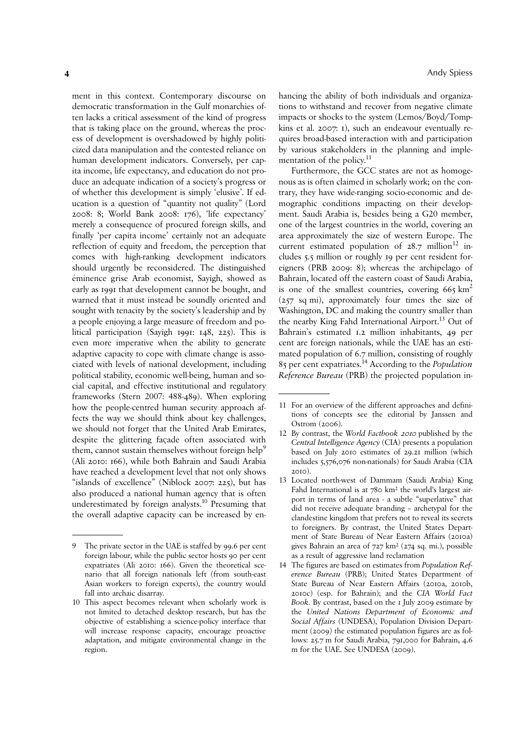ment in this context. Contemporary discourse on democratic transformation in the Gulf monarchies often lacks a critical assessment of the kind of progress that is taking place on the ground, whereas the process of development is overshadowed by highly politicized data manipulation and the contested reliance on human development indicators. Conversely, per capita income, life expectancy, and education do not produce an adequate indication of a society's progress or of whether this development is simply 'elusive'. If education is a question of "quantity not quality" (Lord 2008: 8; World Bank 2008: 176), 'life expectancy' merely a consequence of procured foreign skills, and finally 'per capita income' certainly not an adequate reflection of equity and freedom, the perception that comes with high-ranking development indicators should urgently be reconsidered. The distinguished éminence grise Arab economist, Sayigh, showed as early as 1991 that development cannot be bought, and warned that it must instead be soundly oriented and sought with tenacity by the society's leadership and by a people enjoying a large measure of freedom and political participation (Sayigh 1991: 148, 225). This is even more imperative when the ability to generate adaptive capacity to cope with climate change is associated with levels of national development, including political stability, economic well-being, human and social capital, and effective institutional and regulatory frameworks (Stern 2007: 488-489). When exploring how the people-centred human security approach affects the way we should think about key challenges, we should not forget that the United Arab Emirates, despite the glittering façade often associated with them, cannot sustain themselves without foreign help[9] (Ali 2010: 166), while both Bahrain and Saudi Arabia have reached a development level that not only shows "islands of excellence" (Niblock 2007: 225), but has also produced a national human agency that is often underestimated by foreign analysts.[10] Presuming that the overall adaptive capacity can be increased by enhancing the ability of both individuals and organizations to withstand and recover from negative climate impacts or shocks to the system (Lemos/Boyd/Tompkins et al. 2007: 1), such an endeavour eventually requires broad-based interaction with and participation by various stakeholders in the planning and implementation of the policy.[11]

Furthermore, the GCC states are not as homogenous as is often claimed in scholarly work; on the contrary, they have wide-ranging socio-economic and demographic conditions impacting on their development. Saudi Arabia is, besides being a G20 member, one of the largest countries in the world, covering an area approximately the size of western Europe. The current estimated population of 28.7 million[12] includes 5.5 million or roughly 19 per cent resident foreigners (PRB 2009: 8); whereas the archipelago of Bahrain, located off the eastern coast of Saudi Arabia, is one of the smallest countries, covering 665 km$^2$ (257 sq mi), approximately four times the size of Washington, DC and making the country smaller than the nearby King Fahd International Airport.[13] Out of Bahrain's estimated 1.2 million inhabitants, 49 per cent are foreign nationals, while the UAE has an estimated population of 6.7 million, consisting of roughly 85 per cent expatriates.[14] According to the *Population Reference Bureau* (PRB) the projected population in-

---

9 The private sector in the UAE is staffed by 99.6 per cent foreign labour, while the public sector hosts 90 per cent expatriates (Ali 2010: 166). Given the theoretical scenario that all foreign nationals left (from south-east Asian workers to foreign experts), the country would fall into archaic disarray.

10 This aspect becomes relevant when scholarly work is not limited to detached desktop research, but has the objective of establishing a science-policy interface that will increase response capacity, encourage proactive adaptation, and mitigate environmental change in the region.

11 For an overview of the different approaches and definitions of concepts see the editorial by Janssen and Ostrom (2006).

12 By contrast, the *World Factbook 2010* published by the *Central Intelligence Agency* (CIA) presents a population based on July 2010 estimates of 29.21 million (which includes 5,576,076 non-nationals) for Saudi Arabia (CIA 2010).

13 Located north-west of Dammam (Saudi Arabia) King Fahd International is at 780 km² the world's largest airport in terms of land area - a subtle "superlative" that did not receive adequate branding – archetypal for the clandestine kingdom that prefers not to reveal its secrets to foreigners. By contrast, the United States Department of State Bureau of Near Eastern Affairs (2010a) gives Bahrain an area of 727 km² (274 sq. mi.), possible as a result of aggressive land reclamation

14 The figures are based on estimates from *Population Reference Bureau* (PRB); United States Department of State Bureau of Near Eastern Affairs (2010a, 2010b, 2010c) (esp. for Bahrain); and the *CIA World Fact Book*. By contrast, based on the 1 July 2009 estimate by the *United Nations Department of Economic and Social Affairs* (UNDESA), Population Division Department (2009) the estimated population figures are as follows: 25.7 m for Saudi Arabia, 791,000 for Bahrain, 4.6 m for the UAE. See UNDESA (2009).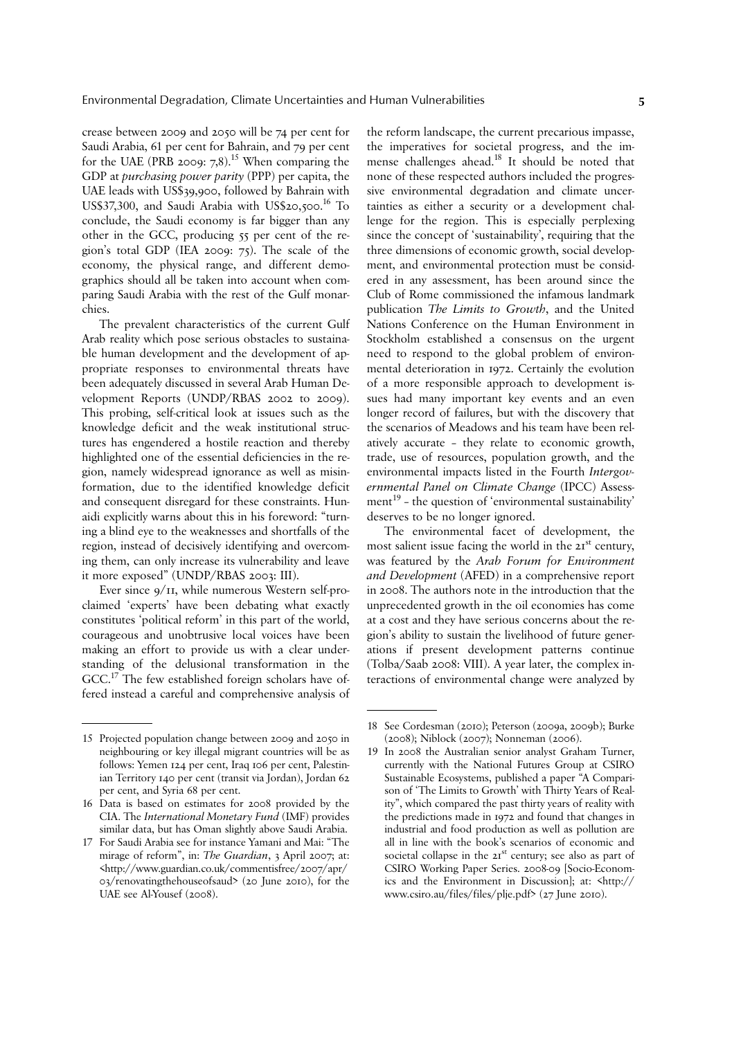crease between 2009 and 2050 will be 74 per cent for Saudi Arabia, 61 per cent for Bahrain, and 79 per cent for the UAE (PRB 2009: 7,8).[15] When comparing the GDP at *purchasing power parity* (PPP) per capita, the UAE leads with US$39,900, followed by Bahrain with US$37,300, and Saudi Arabia with US$20,500.[16] To conclude, the Saudi economy is far bigger than any other in the GCC, producing 55 per cent of the region's total GDP (IEA 2009: 75). The scale of the economy, the physical range, and different demographics should all be taken into account when comparing Saudi Arabia with the rest of the Gulf monarchies.

The prevalent characteristics of the current Gulf Arab reality which pose serious obstacles to sustainable human development and the development of appropriate responses to environmental threats have been adequately discussed in several Arab Human Development Reports (UNDP/RBAS 2002 to 2009). This probing, self-critical look at issues such as the knowledge deficit and the weak institutional structures has engendered a hostile reaction and thereby highlighted one of the essential deficiencies in the region, namely widespread ignorance as well as misinformation, due to the identified knowledge deficit and consequent disregard for these constraints. Hunaidi explicitly warns about this in his foreword: "turning a blind eye to the weaknesses and shortfalls of the region, instead of decisively identifying and overcoming them, can only increase its vulnerability and leave it more exposed" (UNDP/RBAS 2003: III).

Ever since 9/11, while numerous Western self-proclaimed 'experts' have been debating what exactly constitutes 'political reform' in this part of the world, courageous and unobtrusive local voices have been making an effort to provide us with a clear understanding of the delusional transformation in the GCC.[17] The few established foreign scholars have offered instead a careful and comprehensive analysis of the reform landscape, the current precarious impasse, the imperatives for societal progress, and the immense challenges ahead.[18] It should be noted that none of these respected authors included the progressive environmental degradation and climate uncertainties as either a security or a development challenge for the region. This is especially perplexing since the concept of 'sustainability', requiring that the three dimensions of economic growth, social development, and environmental protection must be considered in any assessment, has been around since the Club of Rome commissioned the infamous landmark publication *The Limits to Growth*, and the United Nations Conference on the Human Environment in Stockholm established a consensus on the urgent need to respond to the global problem of environmental deterioration in 1972. Certainly the evolution of a more responsible approach to development issues had many important key events and an even longer record of failures, but with the discovery that the scenarios of Meadows and his team have been relatively accurate – they relate to economic growth, trade, use of resources, population growth, and the environmental impacts listed in the Fourth *Intergovernmental Panel on Climate Change* (IPCC) Assessment[19] – the question of 'environmental sustainability' deserves to be no longer ignored.

The environmental facet of development, the most salient issue facing the world in the 21st century, was featured by the *Arab Forum for Environment and Development* (AFED) in a comprehensive report in 2008. The authors note in the introduction that the unprecedented growth in the oil economies has come at a cost and they have serious concerns about the region's ability to sustain the livelihood of future generations if present development patterns continue (Tolba/Saab 2008: VIII). A year later, the complex interactions of environmental change were analyzed by

---

15 Projected population change between 2009 and 2050 in neighbouring or key illegal migrant countries will be as follows: Yemen 124 per cent, Iraq 106 per cent, Palestinian Territory 140 per cent (transit via Jordan), Jordan 62 per cent, and Syria 68 per cent.

16 Data is based on estimates for 2008 provided by the CIA. The *International Monetary Fund* (IMF) provides similar data, but has Oman slightly above Saudi Arabia.

17 For Saudi Arabia see for instance Yamani and Mai: "The mirage of reform", in: *The Guardian*, 3 April 2007; at: <http://www.guardian.co.uk/commentisfree/2007/apr/03/renovatingthehouseofsaud> (20 June 2010), for the UAE see Al-Yousef (2008).

18 See Cordesman (2010); Peterson (2009a, 2009b); Burke (2008); Niblock (2007); Nonneman (2006).

19 In 2008 the Australian senior analyst Graham Turner, currently with the National Futures Group at CSIRO Sustainable Ecosystems, published a paper "A Comparison of 'The Limits to Growth' with Thirty Years of Reality", which compared the past thirty years of reality with the predictions made in 1972 and found that changes in industrial and food production as well as pollution are all in line with the book's scenarios of economic and societal collapse in the 21st century; see also as part of CSIRO Working Paper Series. 2008-09 [Socio-Economics and the Environment in Discussion]; at: <http://www.csiro.au/files/files/plje.pdf> (27 June 2010).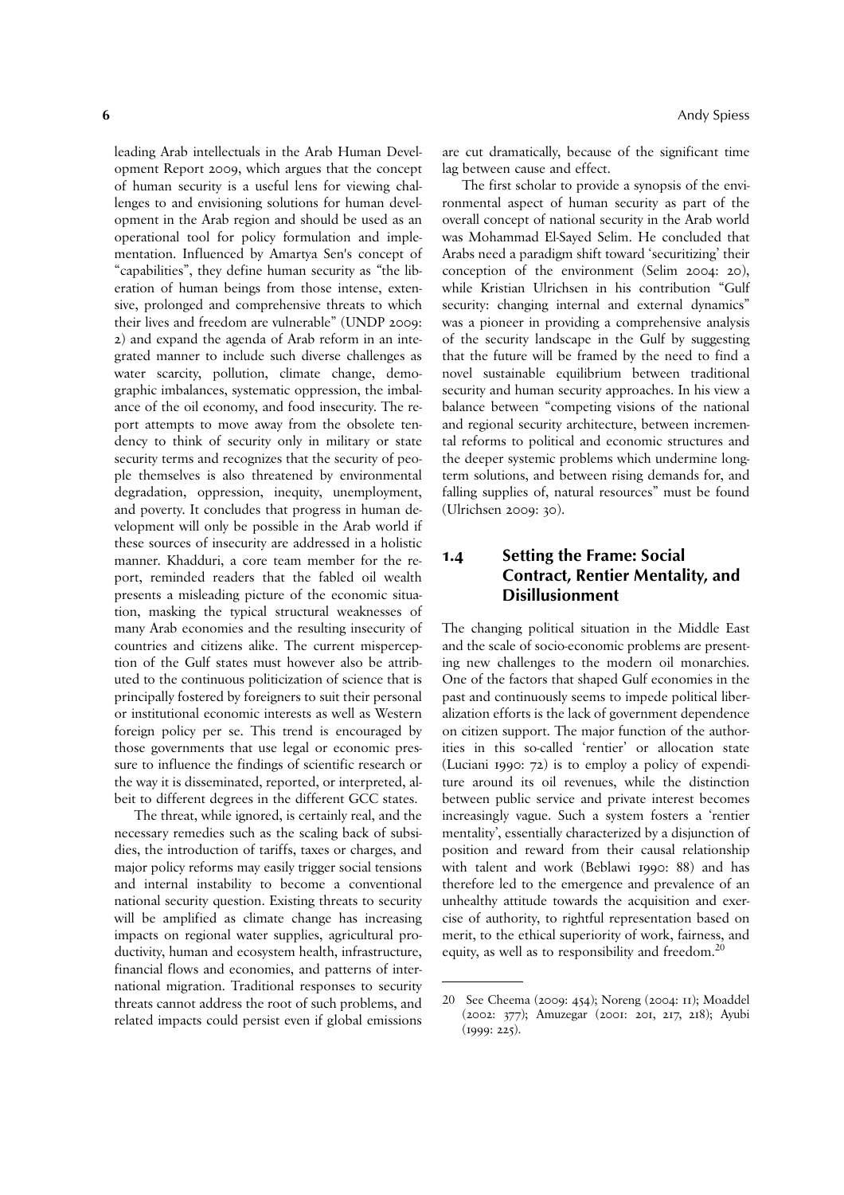leading Arab intellectuals in the Arab Human Development Report 2009, which argues that the concept of human security is a useful lens for viewing challenges to and envisioning solutions for human development in the Arab region and should be used as an operational tool for policy formulation and implementation. Influenced by Amartya Sen's concept of "capabilities", they define human security as "the liberation of human beings from those intense, extensive, prolonged and comprehensive threats to which their lives and freedom are vulnerable" (UNDP 2009: 2) and expand the agenda of Arab reform in an integrated manner to include such diverse challenges as water scarcity, pollution, climate change, demographic imbalances, systematic oppression, the imbalance of the oil economy, and food insecurity. The report attempts to move away from the obsolete tendency to think of security only in military or state security terms and recognizes that the security of people themselves is also threatened by environmental degradation, oppression, inequity, unemployment, and poverty. It concludes that progress in human development will only be possible in the Arab world if these sources of insecurity are addressed in a holistic manner. Khadduri, a core team member for the report, reminded readers that the fabled oil wealth presents a misleading picture of the economic situation, masking the typical structural weaknesses of many Arab economies and the resulting insecurity of countries and citizens alike. The current misperception of the Gulf states must however also be attributed to the continuous politicization of science that is principally fostered by foreigners to suit their personal or institutional economic interests as well as Western foreign policy per se. This trend is encouraged by those governments that use legal or economic pressure to influence the findings of scientific research or the way it is disseminated, reported, or interpreted, albeit to different degrees in the different GCC states.

The threat, while ignored, is certainly real, and the necessary remedies such as the scaling back of subsidies, the introduction of tariffs, taxes or charges, and major policy reforms may easily trigger social tensions and internal instability to become a conventional national security question. Existing threats to security will be amplified as climate change has increasing impacts on regional water supplies, agricultural productivity, human and ecosystem health, infrastructure, financial flows and economies, and patterns of international migration. Traditional responses to security threats cannot address the root of such problems, and related impacts could persist even if global emissions are cut dramatically, because of the significant time lag between cause and effect.

The first scholar to provide a synopsis of the environmental aspect of human security as part of the overall concept of national security in the Arab world was Mohammad El-Sayed Selim. He concluded that Arabs need a paradigm shift toward 'securitizing' their conception of the environment (Selim 2004: 20), while Kristian Ulrichsen in his contribution "Gulf security: changing internal and external dynamics" was a pioneer in providing a comprehensive analysis of the security landscape in the Gulf by suggesting that the future will be framed by the need to find a novel sustainable equilibrium between traditional security and human security approaches. In his view a balance between "competing visions of the national and regional security architecture, between incremental reforms to political and economic structures and the deeper systemic problems which undermine long-term solutions, and between rising demands for, and falling supplies of, natural resources" must be found (Ulrichsen 2009: 30).

## 1.4 Setting the Frame: Social Contract, Rentier Mentality, and Disillusionment

The changing political situation in the Middle East and the scale of socio-economic problems are presenting new challenges to the modern oil monarchies. One of the factors that shaped Gulf economies in the past and continuously seems to impede political liberalization efforts is the lack of government dependence on citizen support. The major function of the authorities in this so-called 'rentier' or allocation state (Luciani 1990: 72) is to employ a policy of expenditure around its oil revenues, while the distinction between public service and private interest becomes increasingly vague. Such a system fosters a 'rentier mentality', essentially characterized by a disjunction of position and reward from their causal relationship with talent and work (Beblawi 1990: 88) and has therefore led to the emergence and prevalence of an unhealthy attitude towards the acquisition and exercise of authority, to rightful representation based on merit, to the ethical superiority of work, fairness, and equity, as well as to responsibility and freedom.[20]

---

20 See Cheema (2009: 454); Noreng (2004: 11); Moaddel (2002: 377); Amuzegar (2001: 201, 217, 218); Ayubi (1999: 225).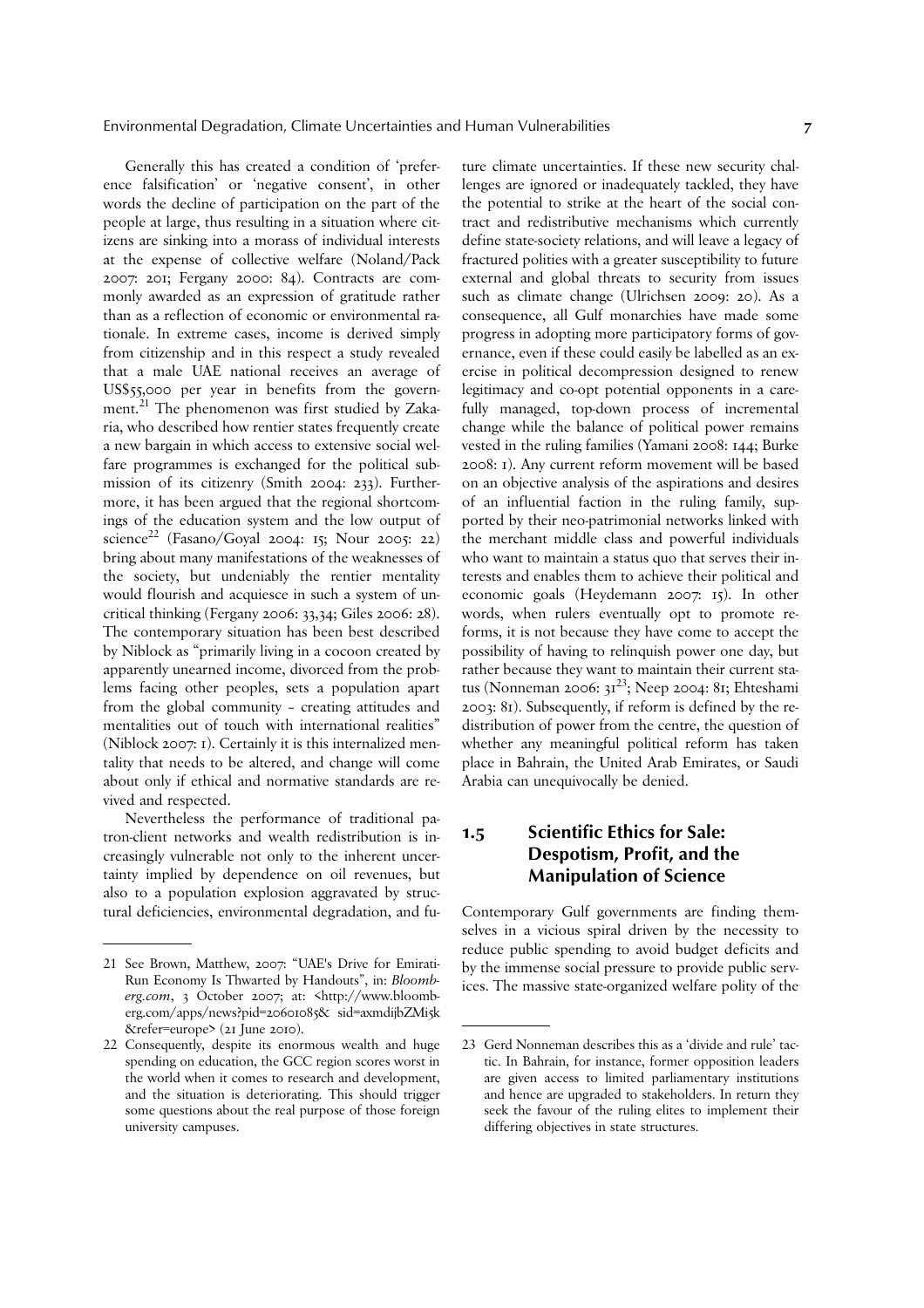Generally this has created a condition of 'preference falsification' or 'negative consent', in other words the decline of participation on the part of the people at large, thus resulting in a situation where citizens are sinking into a morass of individual interests at the expense of collective welfare (Noland/Pack 2007: 201; Fergany 2000: 84). Contracts are commonly awarded as an expression of gratitude rather than as a reflection of economic or environmental rationale. In extreme cases, income is derived simply from citizenship and in this respect a study revealed that a male UAE national receives an average of US$55,000 per year in benefits from the government.[21] The phenomenon was first studied by Zakaria, who described how rentier states frequently create a new bargain in which access to extensive social welfare programmes is exchanged for the political submission of its citizenry (Smith 2004: 233). Furthermore, it has been argued that the regional shortcomings of the education system and the low output of science[22] (Fasano/Goyal 2004: 15; Nour 2005: 22) bring about many manifestations of the weaknesses of the society, but undeniably the rentier mentality would flourish and acquiesce in such a system of uncritical thinking (Fergany 2006: 33,34; Giles 2006: 28). The contemporary situation has been best described by Niblock as "primarily living in a cocoon created by apparently unearned income, divorced from the problems facing other peoples, sets a population apart from the global community – creating attitudes and mentalities out of touch with international realities" (Niblock 2007: 1). Certainly it is this internalized mentality that needs to be altered, and change will come about only if ethical and normative standards are revived and respected.

Nevertheless the performance of traditional patron-client networks and wealth redistribution is increasingly vulnerable not only to the inherent uncertainty implied by dependence on oil revenues, but also to a population explosion aggravated by structural deficiencies, environmental degradation, and future climate uncertainties. If these new security challenges are ignored or inadequately tackled, they have the potential to strike at the heart of the social contract and redistributive mechanisms which currently define state-society relations, and will leave a legacy of fractured polities with a greater susceptibility to future external and global threats to security from issues such as climate change (Ulrichsen 2009: 20). As a consequence, all Gulf monarchies have made some progress in adopting more participatory forms of governance, even if these could easily be labelled as an exercise in political decompression designed to renew legitimacy and co-opt potential opponents in a carefully managed, top-down process of incremental change while the balance of political power remains vested in the ruling families (Yamani 2008: 144; Burke 2008: 1). Any current reform movement will be based on an objective analysis of the aspirations and desires of an influential faction in the ruling family, supported by their neo-patrimonial networks linked with the merchant middle class and powerful individuals who want to maintain a status quo that serves their interests and enables them to achieve their political and economic goals (Heydemann 2007: 15). In other words, when rulers eventually opt to promote reforms, it is not because they have come to accept the possibility of having to relinquish power one day, but rather because they want to maintain their current status (Nonneman 2006: 31[23]; Neep 2004: 81; Ehteshami 2003: 81). Subsequently, if reform is defined by the redistribution of power from the centre, the question of whether any meaningful political reform has taken place in Bahrain, the United Arab Emirates, or Saudi Arabia can unequivocally be denied.

## 1.5 Scientific Ethics for Sale: Despotism, Profit, and the Manipulation of Science

Contemporary Gulf governments are finding themselves in a vicious spiral driven by the necessity to reduce public spending to avoid budget deficits and by the immense social pressure to provide public services. The massive state-organized welfare polity of the

---

21 See Brown, Matthew, 2007: "UAE's Drive for Emirati-Run Economy Is Thwarted by Handouts", in: *Bloomberg.com*, 3 October 2007; at: <http://www.bloomberg.com/apps/news?pid=20601085& sid=axmdijbZMi5k &refer=europe> (21 June 2010).

22 Consequently, despite its enormous wealth and huge spending on education, the GCC region scores worst in the world when it comes to research and development, and the situation is deteriorating. This should trigger some questions about the real purpose of those foreign university campuses.

23 Gerd Nonneman describes this as a 'divide and rule' tactic. In Bahrain, for instance, former opposition leaders are given access to limited parliamentary institutions and hence are upgraded to stakeholders. In return they seek the favour of the ruling elites to implement their differing objectives in state structures.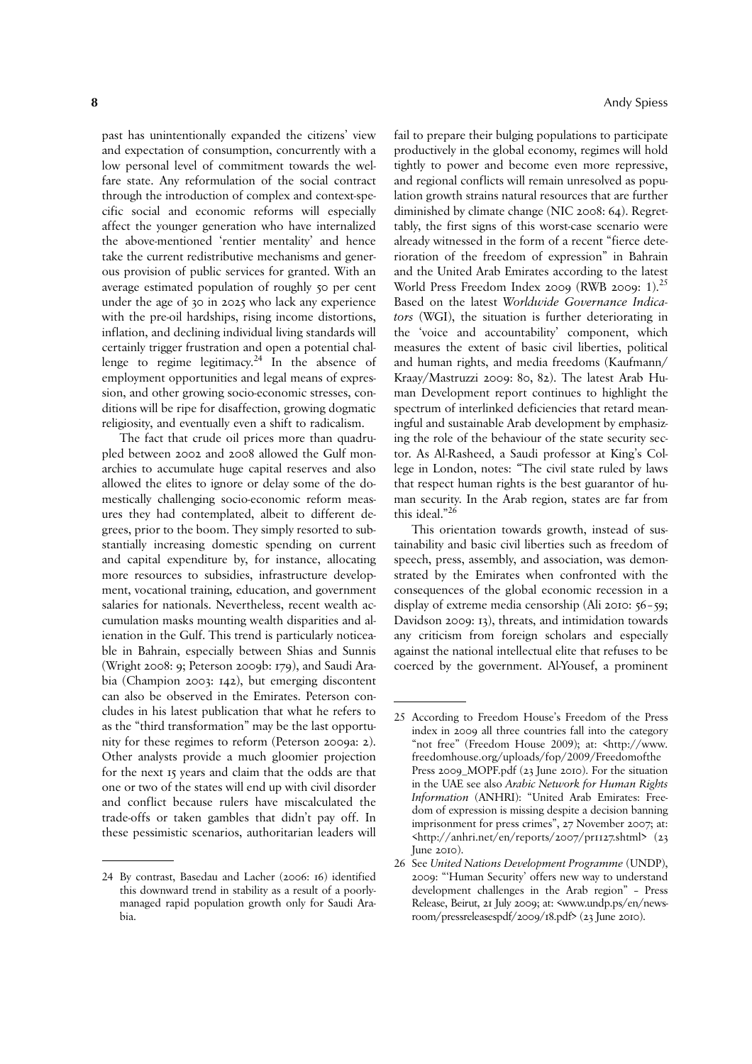past has unintentionally expanded the citizens' view and expectation of consumption, concurrently with a low personal level of commitment towards the welfare state. Any reformulation of the social contract through the introduction of complex and context-specific social and economic reforms will especially affect the younger generation who have internalized the above-mentioned 'rentier mentality' and hence take the current redistributive mechanisms and generous provision of public services for granted. With an average estimated population of roughly 50 per cent under the age of 30 in 2025 who lack any experience with the pre-oil hardships, rising income distortions, inflation, and declining individual living standards will certainly trigger frustration and open a potential challenge to regime legitimacy.[24] In the absence of employment opportunities and legal means of expression, and other growing socio-economic stresses, conditions will be ripe for disaffection, growing dogmatic religiosity, and eventually even a shift to radicalism.

The fact that crude oil prices more than quadrupled between 2002 and 2008 allowed the Gulf monarchies to accumulate huge capital reserves and also allowed the elites to ignore or delay some of the domestically challenging socio-economic reform measures they had contemplated, albeit to different degrees, prior to the boom. They simply resorted to substantially increasing domestic spending on current and capital expenditure by, for instance, allocating more resources to subsidies, infrastructure development, vocational training, education, and government salaries for nationals. Nevertheless, recent wealth accumulation masks mounting wealth disparities and alienation in the Gulf. This trend is particularly noticeable in Bahrain, especially between Shias and Sunnis (Wright 2008: 9; Peterson 2009b: 179), and Saudi Arabia (Champion 2003: 142), but emerging discontent can also be observed in the Emirates. Peterson concludes in his latest publication that what he refers to as the "third transformation" may be the last opportunity for these regimes to reform (Peterson 2009a: 2). Other analysts provide a much gloomier projection for the next 15 years and claim that the odds are that one or two of the states will end up with civil disorder and conflict because rulers have miscalculated the trade-offs or taken gambles that didn't pay off. In these pessimistic scenarios, authoritarian leaders will fail to prepare their bulging populations to participate productively in the global economy, regimes will hold tightly to power and become even more repressive, and regional conflicts will remain unresolved as population growth strains natural resources that are further diminished by climate change (NIC 2008: 64). Regrettably, the first signs of this worst-case scenario were already witnessed in the form of a recent "fierce deterioration of the freedom of expression" in Bahrain and the United Arab Emirates according to the latest World Press Freedom Index 2009 (RWB 2009: 1).[25] Based on the latest *Worldwide Governance Indicators* (WGI), the situation is further deteriorating in the 'voice and accountability' component, which measures the extent of basic civil liberties, political and human rights, and media freedoms (Kaufmann/Kraay/Mastruzzi 2009: 80, 82). The latest Arab Human Development report continues to highlight the spectrum of interlinked deficiencies that retard meaningful and sustainable Arab development by emphasizing the role of the behaviour of the state security sector. As Al-Rasheed, a Saudi professor at King's College in London, notes: "The civil state ruled by laws that respect human rights is the best guarantor of human security. In the Arab region, states are far from this ideal."[26]

This orientation towards growth, instead of sustainability and basic civil liberties such as freedom of speech, press, assembly, and association, was demonstrated by the Emirates when confronted with the consequences of the global economic recession in a display of extreme media censorship (Ali 2010: 56–59; Davidson 2009: 13), threats, and intimidation towards any criticism from foreign scholars and especially against the national intellectual elite that refuses to be coerced by the government. Al-Yousef, a prominent

---

24 By contrast, Basedau and Lacher (2006: 16) identified this downward trend in stability as a result of a poorly-managed rapid population growth only for Saudi Arabia.

25 According to Freedom House's Freedom of the Press index in 2009 all three countries fall into the category "not free" (Freedom House 2009); at: <http://www.freedomhouse.org/uploads/fop/2009/Freedomofthe Press 2009_MOPF.pdf (23 June 2010). For the situation in the UAE see also *Arabic Network for Human Rights Information* (ANHRI): "United Arab Emirates: Freedom of expression is missing despite a decision banning imprisonment for press crimes", 27 November 2007; at: <http://anhri.net/en/reports/2007/pr1127.shtml> (23 June 2010).

26 See *United Nations Development Programme* (UNDP), 2009: "'Human Security' offers new way to understand development challenges in the Arab region" – Press Release, Beirut, 21 July 2009; at: <www.undp.ps/en/newsroom/pressreleasespdf/2009/18.pdf> (23 June 2010).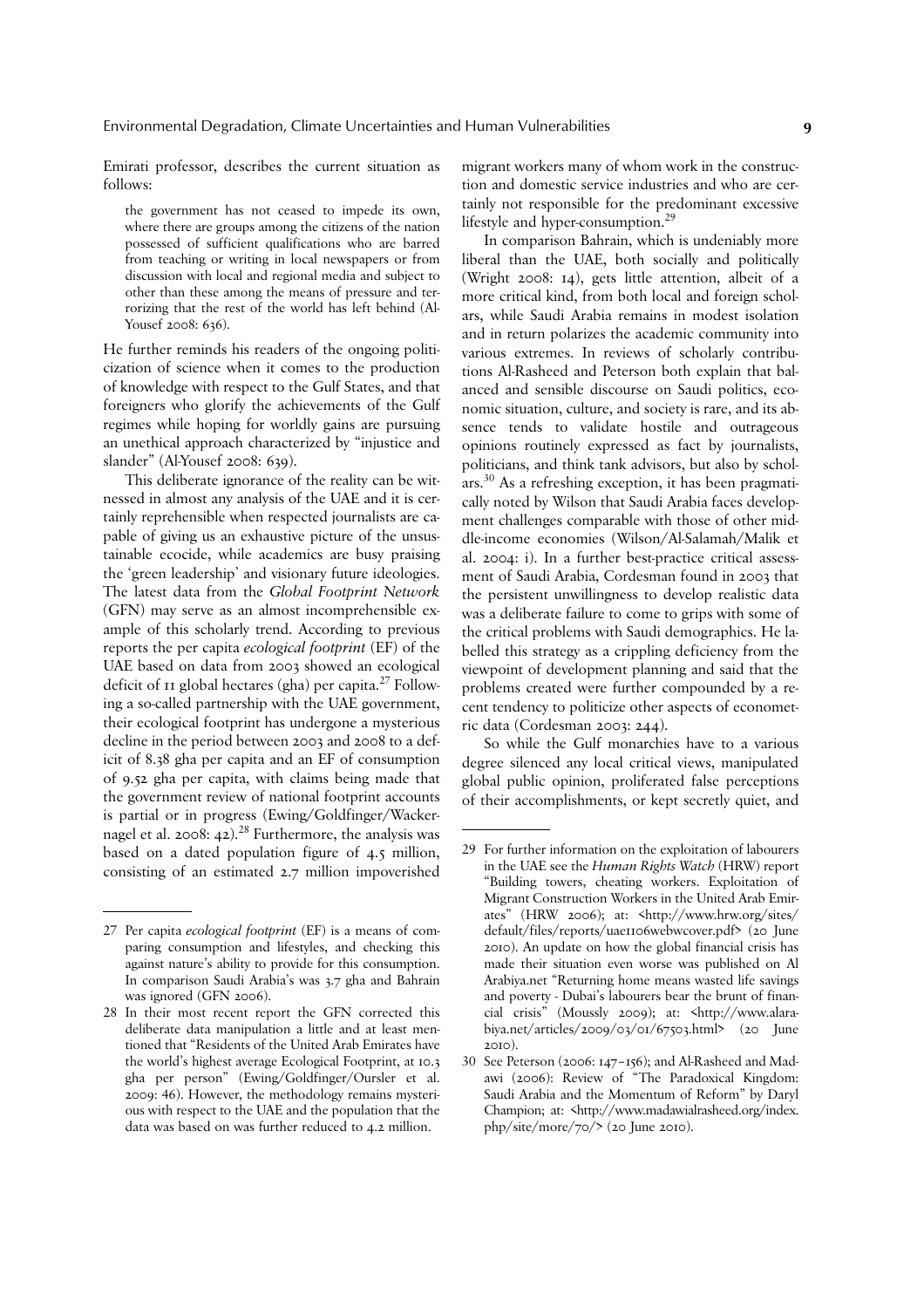Emirati professor, describes the current situation as follows:

> the government has not ceased to impede its own, where there are groups among the citizens of the nation possessed of sufficient qualifications who are barred from teaching or writing in local newspapers or from discussion with local and regional media and subject to other than these among the means of pressure and terrorizing that the rest of the world has left behind (Al-Yousef 2008: 636).

He further reminds his readers of the ongoing politicization of science when it comes to the production of knowledge with respect to the Gulf States, and that foreigners who glorify the achievements of the Gulf regimes while hoping for worldly gains are pursuing an unethical approach characterized by "injustice and slander" (Al-Yousef 2008: 639).

This deliberate ignorance of the reality can be witnessed in almost any analysis of the UAE and it is certainly reprehensible when respected journalists are capable of giving us an exhaustive picture of the unsustainable ecocide, while academics are busy praising the 'green leadership' and visionary future ideologies. The latest data from the *Global Footprint Network* (GFN) may serve as an almost incomprehensible example of this scholarly trend. According to previous reports the per capita *ecological footprint* (EF) of the UAE based on data from 2003 showed an ecological deficit of 11 global hectares (gha) per capita.[27] Following a so-called partnership with the UAE government, their ecological footprint has undergone a mysterious decline in the period between 2003 and 2008 to a deficit of 8.38 gha per capita and an EF of consumption of 9.52 gha per capita, with claims being made that the government review of national footprint accounts is partial or in progress (Ewing/Goldfinger/Wackernagel et al. 2008: 42).[28] Furthermore, the analysis was based on a dated population figure of 4.5 million, consisting of an estimated 2.7 million impoverished migrant workers many of whom work in the construction and domestic service industries and who are certainly not responsible for the predominant excessive lifestyle and hyper-consumption.[29]

In comparison Bahrain, which is undeniably more liberal than the UAE, both socially and politically (Wright 2008: 14), gets little attention, albeit of a more critical kind, from both local and foreign scholars, while Saudi Arabia remains in modest isolation and in return polarizes the academic community into various extremes. In reviews of scholarly contributions Al-Rasheed and Peterson both explain that balanced and sensible discourse on Saudi politics, economic situation, culture, and society is rare, and its absence tends to validate hostile and outrageous opinions routinely expressed as fact by journalists, politicians, and think tank advisors, but also by scholars.[30] As a refreshing exception, it has been pragmatically noted by Wilson that Saudi Arabia faces development challenges comparable with those of other middle-income economies (Wilson/Al-Salamah/Malik et al. 2004: i). In a further best-practice critical assessment of Saudi Arabia, Cordesman found in 2003 that the persistent unwillingness to develop realistic data was a deliberate failure to come to grips with some of the critical problems with Saudi demographics. He labelled this strategy as a crippling deficiency from the viewpoint of development planning and said that the problems created were further compounded by a recent tendency to politicize other aspects of econometric data (Cordesman 2003: 244).

So while the Gulf monarchies have to a various degree silenced any local critical views, manipulated global public opinion, proliferated false perceptions of their accomplishments, or kept secretly quiet, and

---

27 Per capita *ecological footprint* (EF) is a means of comparing consumption and lifestyles, and checking this against nature's ability to provide for this consumption. In comparison Saudi Arabia's was 3.7 gha and Bahrain was ignored (GFN 2006).

28 In their most recent report the GFN corrected this deliberate data manipulation a little and at least mentioned that "Residents of the United Arab Emirates have the world's highest average Ecological Footprint, at 10.3 gha per person" (Ewing/Goldfinger/Oursler et al. 2009: 46). However, the methodology remains mysterious with respect to the UAE and the population that the data was based on was further reduced to 4.2 million.

29 For further information on the exploitation of labourers in the UAE see the *Human Rights Watch* (HRW) report "Building towers, cheating workers. Exploitation of Migrant Construction Workers in the United Arab Emirates" (HRW 2006); at: <http://www.hrw.org/sites/default/files/reports/uae1106webwcover.pdf> (20 June 2010). An update on how the global financial crisis has made their situation even worse was published on Al Arabiya.net "Returning home means wasted life savings and poverty - Dubai's labourers bear the brunt of financial crisis" (Moussly 2009); at: <http://www.alarabiya.net/articles/2009/03/01/67503.html> (20 June 2010).

30 See Peterson (2006: 147–156); and Al-Rasheed and Madawi (2006): Review of "The Paradoxical Kingdom: Saudi Arabia and the Momentum of Reform" by Daryl Champion; at: <http://www.madawialrasheed.org/index.php/site/more/70/> (20 June 2010).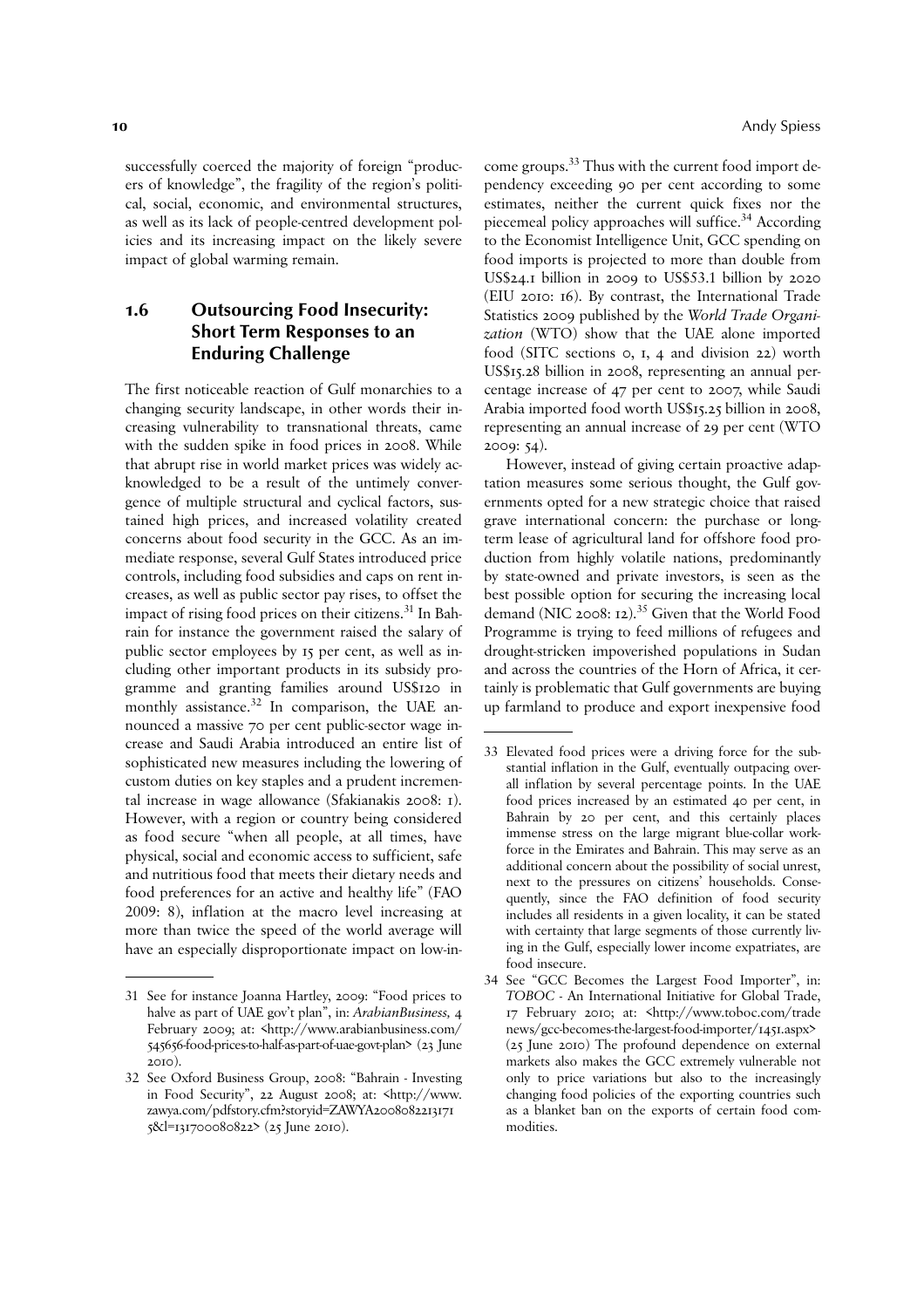successfully coerced the majority of foreign "producers of knowledge", the fragility of the region's political, social, economic, and environmental structures, as well as its lack of people-centred development policies and its increasing impact on the likely severe impact of global warming remain.

## 1.6 Outsourcing Food Insecurity: Short Term Responses to an Enduring Challenge

The first noticeable reaction of Gulf monarchies to a changing security landscape, in other words their increasing vulnerability to transnational threats, came with the sudden spike in food prices in 2008. While that abrupt rise in world market prices was widely acknowledged to be a result of the untimely convergence of multiple structural and cyclical factors, sustained high prices, and increased volatility created concerns about food security in the GCC. As an immediate response, several Gulf States introduced price controls, including food subsidies and caps on rent increases, as well as public sector pay rises, to offset the impact of rising food prices on their citizens.[31] In Bahrain for instance the government raised the salary of public sector employees by 15 per cent, as well as including other important products in its subsidy programme and granting families around US$120 in monthly assistance.[32] In comparison, the UAE announced a massive 70 per cent public-sector wage increase and Saudi Arabia introduced an entire list of sophisticated new measures including the lowering of custom duties on key staples and a prudent incremental increase in wage allowance (Sfakianakis 2008: 1). However, with a region or country being considered as food secure "when all people, at all times, have physical, social and economic access to sufficient, safe and nutritious food that meets their dietary needs and food preferences for an active and healthy life" (FAO 2009: 8), inflation at the macro level increasing at more than twice the speed of the world average will have an especially disproportionate impact on low-income groups.[33] Thus with the current food import dependency exceeding 90 per cent according to some estimates, neither the current quick fixes nor the piecemeal policy approaches will suffice.[34] According to the Economist Intelligence Unit, GCC spending on food imports is projected to more than double from US$24.1 billion in 2009 to US$53.1 billion by 2020 (EIU 2010: 16). By contrast, the International Trade Statistics 2009 published by the *World Trade Organization* (WTO) show that the UAE alone imported food (SITC sections 0, 1, 4 and division 22) worth US$15.28 billion in 2008, representing an annual percentage increase of 47 per cent to 2007, while Saudi Arabia imported food worth US$15.25 billion in 2008, representing an annual increase of 29 per cent (WTO 2009: 54).

However, instead of giving certain proactive adaptation measures some serious thought, the Gulf governments opted for a new strategic choice that raised grave international concern: the purchase or long-term lease of agricultural land for offshore food production from highly volatile nations, predominantly by state-owned and private investors, is seen as the best possible option for securing the increasing local demand (NIC 2008: 12).[35] Given that the World Food Programme is trying to feed millions of refugees and drought-stricken impoverished populations in Sudan and across the countries of the Horn of Africa, it certainly is problematic that Gulf governments are buying up farmland to produce and export inexpensive food

---

31 See for instance Joanna Hartley, 2009: "Food prices to halve as part of UAE gov't plan", in: *ArabianBusiness,* 4 February 2009; at: <http://www.arabianbusiness.com/545656-food-prices-to-half-as-part-of-uae-govt-plan> (23 June 2010).

32 See Oxford Business Group, 2008: "Bahrain - Investing in Food Security", 22 August 2008; at: <http://www.zawya.com/pdfstory.cfm?storyid=ZAWYA200808221317l5&l=131700080822> (25 June 2010).

33 Elevated food prices were a driving force for the substantial inflation in the Gulf, eventually outpacing overall inflation by several percentage points. In the UAE food prices increased by an estimated 40 per cent, in Bahrain by 20 per cent, and this certainly places immense stress on the large migrant blue-collar workforce in the Emirates and Bahrain. This may serve as an additional concern about the possibility of social unrest, next to the pressures on citizens' households. Consequently, since the FAO definition of food security includes all residents in a given locality, it can be stated with certainty that large segments of those currently living in the Gulf, especially lower income expatriates, are food insecure.

34 See "GCC Becomes the Largest Food Importer", in: *TOBOC* - An International Initiative for Global Trade, 17 February 2010; at: <http://www.toboc.com/tradenews/gcc-becomes-the-largest-food-importer/1451.aspx> (25 June 2010) The profound dependence on external markets also makes the GCC extremely vulnerable not only to price variations but also to the increasingly changing food policies of the exporting countries such as a blanket ban on the exports of certain food commodities.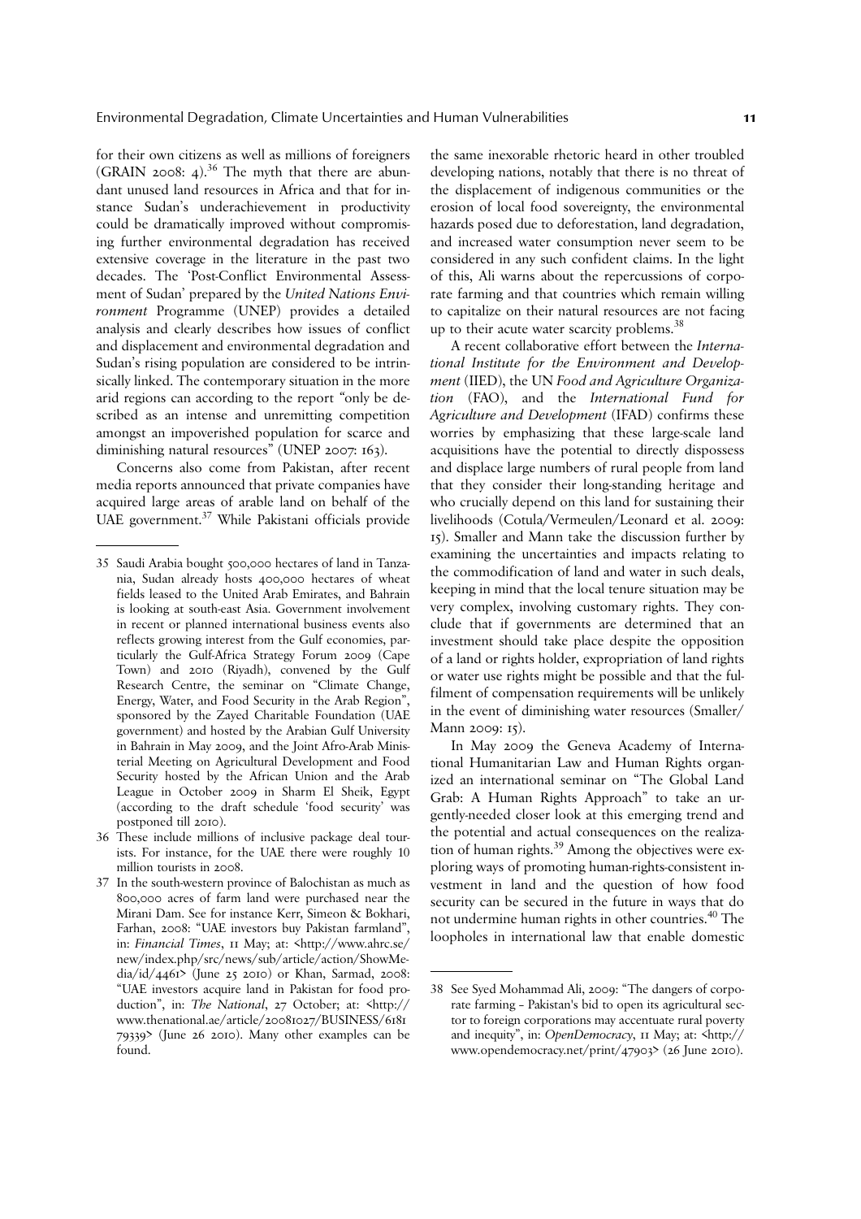for their own citizens as well as millions of foreigners (GRAIN 2008: 4).[36] The myth that there are abundant unused land resources in Africa and that for instance Sudan's underachievement in productivity could be dramatically improved without compromising further environmental degradation has received extensive coverage in the literature in the past two decades. The 'Post-Conflict Environmental Assessment of Sudan' prepared by the *United Nations Environment* Programme (UNEP) provides a detailed analysis and clearly describes how issues of conflict and displacement and environmental degradation and Sudan's rising population are considered to be intrinsically linked. The contemporary situation in the more arid regions can according to the report "only be described as an intense and unremitting competition amongst an impoverished population for scarce and diminishing natural resources" (UNEP 2007: 163).

Concerns also come from Pakistan, after recent media reports announced that private companies have acquired large areas of arable land on behalf of the UAE government.[37] While Pakistani officials provide the same inexorable rhetoric heard in other troubled developing nations, notably that there is no threat of the displacement of indigenous communities or the erosion of local food sovereignty, the environmental hazards posed due to deforestation, land degradation, and increased water consumption never seem to be considered in any such confident claims. In the light of this, Ali warns about the repercussions of corporate farming and that countries which remain willing to capitalize on their natural resources are not facing up to their acute water scarcity problems.[38]

A recent collaborative effort between the *International Institute for the Environment and Development* (IIED), the UN *Food and Agriculture Organization* (FAO), and the *International Fund for Agriculture and Development* (IFAD) confirms these worries by emphasizing that these large-scale land acquisitions have the potential to directly dispossess and displace large numbers of rural people from land that they consider their long-standing heritage and who crucially depend on this land for sustaining their livelihoods (Cotula/Vermeulen/Leonard et al. 2009: 15). Smaller and Mann take the discussion further by examining the uncertainties and impacts relating to the commodification of land and water in such deals, keeping in mind that the local tenure situation may be very complex, involving customary rights. They conclude that if governments are determined that an investment should take place despite the opposition of a land or rights holder, expropriation of land rights or water use rights might be possible and that the fulfilment of compensation requirements will be unlikely in the event of diminishing water resources (Smaller/Mann 2009: 15).

In May 2009 the Geneva Academy of International Humanitarian Law and Human Rights organized an international seminar on "The Global Land Grab: A Human Rights Approach" to take an urgently-needed closer look at this emerging trend and the potential and actual consequences on the realization of human rights.[39] Among the objectives were exploring ways of promoting human-rights-consistent investment in land and the question of how food security can be secured in the future in ways that do not undermine human rights in other countries.[40] The loopholes in international law that enable domestic

---

35 Saudi Arabia bought 500,000 hectares of land in Tanzania, Sudan already hosts 400,000 hectares of wheat fields leased to the United Arab Emirates, and Bahrain is looking at south-east Asia. Government involvement in recent or planned international business events also reflects growing interest from the Gulf economies, particularly the Gulf-Africa Strategy Forum 2009 (Cape Town) and 2010 (Riyadh), convened by the Gulf Research Centre, the seminar on "Climate Change, Energy, Water, and Food Security in the Arab Region", sponsored by the Zayed Charitable Foundation (UAE government) and hosted by the Arabian Gulf University in Bahrain in May 2009, and the Joint Afro-Arab Ministerial Meeting on Agricultural Development and Food Security hosted by the African Union and the Arab League in October 2009 in Sharm El Sheik, Egypt (according to the draft schedule 'food security' was postponed till 2010).

36 These include millions of inclusive package deal tourists. For instance, for the UAE there were roughly 10 million tourists in 2008.

37 In the south-western province of Balochistan as much as 800,000 acres of farm land were purchased near the Mirani Dam. See for instance Kerr, Simeon & Bokhari, Farhan, 2008: "UAE investors buy Pakistan farmland", in: *Financial Times*, 11 May; at: <http://www.ahrc.se/new/index.php/src/news/sub/article/action/ShowMedia/id/4461> (June 25 2010) or Khan, Sarmad, 2008: "UAE investors acquire land in Pakistan for food production", in: *The National*, 27 October; at: <http://www.thenational.ae/article/20081027/BUSINESS/618179339> (June 26 2010). Many other examples can be found.

38 See Syed Mohammad Ali, 2009: "The dangers of corporate farming – Pakistan's bid to open its agricultural sector to foreign corporations may accentuate rural poverty and inequity", in: *OpenDemocracy*, 11 May; at: <http://www.opendemocracy.net/print/47903> (26 June 2010).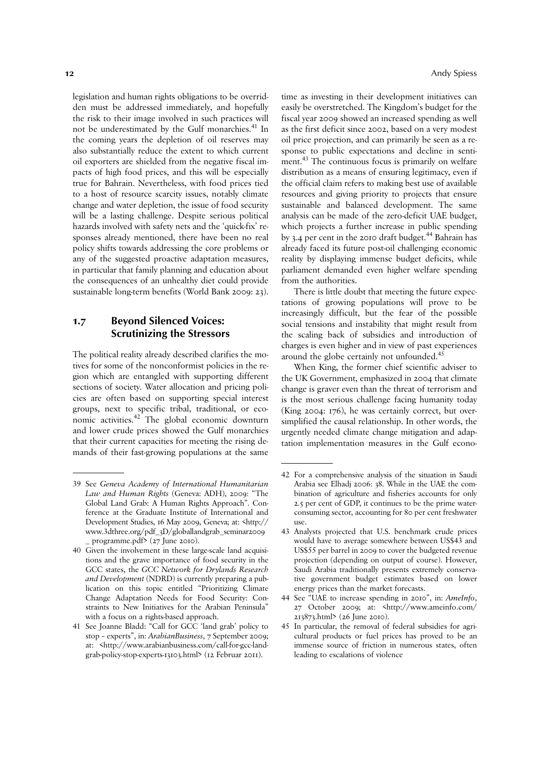legislation and human rights obligations to be overridden must be addressed immediately, and hopefully the risk to their image involved in such practices will not be underestimated by the Gulf monarchies.[41] In the coming years the depletion of oil reserves may also substantially reduce the extent to which current oil exporters are shielded from the negative fiscal impacts of high food prices, and this will be especially true for Bahrain. Nevertheless, with food prices tied to a host of resource scarcity issues, notably climate change and water depletion, the issue of food security will be a lasting challenge. Despite serious political hazards involved with safety nets and the 'quick-fix' responses already mentioned, there have been no real policy shifts towards addressing the core problems or any of the suggested proactive adaptation measures, in particular that family planning and education about the consequences of an unhealthy diet could provide sustainable long-term benefits (World Bank 2009: 23).

## 1.7 Beyond Silenced Voices: Scrutinizing the Stressors

The political reality already described clarifies the motives for some of the nonconformist policies in the region which are entangled with supporting different sections of society. Water allocation and pricing policies are often based on supporting special interest groups, next to specific tribal, traditional, or economic activities.[42] The global economic downturn and lower crude prices showed the Gulf monarchies that their current capacities for meeting the rising demands of their fast-growing populations at the same time as investing in their development initiatives can easily be overstretched. The Kingdom's budget for the fiscal year 2009 showed an increased spending as well as the first deficit since 2002, based on a very modest oil price projection, and can primarily be seen as a response to public expectations and decline in sentiment.[43] The continuous focus is primarily on welfare distribution as a means of ensuring legitimacy, even if the official claim refers to making best use of available resources and giving priority to projects that ensure sustainable and balanced development. The same analysis can be made of the zero-deficit UAE budget, which projects a further increase in public spending by 3.4 per cent in the 2010 draft budget.[44] Bahrain has already faced its future post-oil challenging economic reality by displaying immense budget deficits, while parliament demanded even higher welfare spending from the authorities.

There is little doubt that meeting the future expectations of growing populations will prove to be increasingly difficult, but the fear of the possible social tensions and instability that might result from the scaling back of subsidies and introduction of charges is even higher and in view of past experiences around the globe certainly not unfounded.[45]

When King, the former chief scientific adviser to the UK Government, emphasized in 2004 that climate change is graver even than the threat of terrorism and is the most serious challenge facing humanity today (King 2004: 176), he was certainly correct, but oversimplified the causal relationship. In other words, the urgently needed climate change mitigation and adaptation implementation measures in the Gulf econo-

---

39 See *Geneva Academy of International Humanitarian Law and Human Rights* (Geneva: ADH), 2009: "The Global Land Grab: A Human Rights Approach". Conference at the Graduate Institute of International and Development Studies, 16 May 2009, Geneva; at: <http://www.3dthree.org/pdf_3D/globallandgrab_seminar2009_programme.pdf> (27 June 2010).

40 Given the involvement in these large-scale land acquisitions and the grave importance of food security in the GCC states, the *GCC Network for Drylands Research and Development* (NDRD) is currently preparing a publication on this topic entitled "Prioritizing Climate Change Adaptation Needs for Food Security: Constraints to New Initiatives for the Arabian Peninsula" with a focus on a rights-based approach.

41 See Joanne Bladd: "Call for GCC 'land grab' policy to stop – experts", in: *ArabianBusiness*, 7 September 2009; at: <http://www.arabianbusiness.com/call-for-gcc-land-grab-policy-stop-experts-13103.html> (12 Februar 2011).

42 For a comprehensive analysis of the situation in Saudi Arabia see Elhadj 2006: 38. While in the UAE the combination of agriculture and fisheries accounts for only 2.5 per cent of GDP, it continues to be the prime water-consuming sector, accounting for 80 per cent freshwater use.

43 Analysts projected that U.S. benchmark crude prices would have to average somewhere between US$43 and US$55 per barrel in 2009 to cover the budgeted revenue projection (depending on output of course). However, Saudi Arabia traditionally presents extremely conservative government budget estimates based on lower energy prices than the market forecasts.

44 See "UAE to increase spending in 2010", in: *AmeInfo*, 27 October 2009; at: <http://www.ameinfo.com/213873.html> (26 June 2010).

45 In particular, the removal of federal subsidies for agricultural products or fuel prices has proved to be an immense source of friction in numerous states, often leading to escalations of violence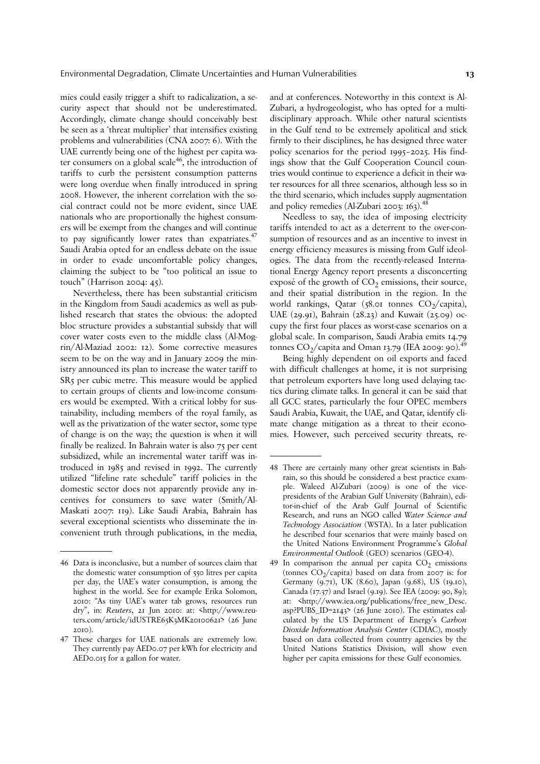mies could easily trigger a shift to radicalization, a security aspect that should not be underestimated. Accordingly, climate change should conceivably best be seen as a 'threat multiplier' that intensifies existing problems and vulnerabilities (CNA 2007: 6). With the UAE currently being one of the highest per capita water consumers on a global scale[46], the introduction of tariffs to curb the persistent consumption patterns were long overdue when finally introduced in spring 2008. However, the inherent correlation with the social contract could not be more evident, since UAE nationals who are proportionally the highest consumers will be exempt from the changes and will continue to pay significantly lower rates than expatriates.[47] Saudi Arabia opted for an endless debate on the issue in order to evade uncomfortable policy changes, claiming the subject to be "too political an issue to touch" (Harrison 2004: 45).

Nevertheless, there has been substantial criticism in the Kingdom from Saudi academics as well as published research that states the obvious: the adopted bloc structure provides a substantial subsidy that will cover water costs even to the middle class (Al-Mogrin/Al-Maziad 2002: 12). Some corrective measures seem to be on the way and in January 2009 the ministry announced its plan to increase the water tariff to SR5 per cubic metre. This measure would be applied to certain groups of clients and low-income consumers would be exempted. With a critical lobby for sustainability, including members of the royal family, as well as the privatization of the water sector, some type of change is on the way; the question is when it will finally be realized. In Bahrain water is also 75 per cent subsidized, while an incremental water tariff was introduced in 1985 and revised in 1992. The currently utilized "lifeline rate schedule" tariff policies in the domestic sector does not apparently provide any incentives for consumers to save water (Smith/Al-Maskati 2007: 119). Like Saudi Arabia, Bahrain has several exceptional scientists who disseminate the inconvenient truth through publications, in the media, and at conferences. Noteworthy in this context is Al-Zubari, a hydrogeologist, who has opted for a multidisciplinary approach. While other natural scientists in the Gulf tend to be extremely apolitical and stick firmly to their disciplines, he has designed three water policy scenarios for the period 1995–2025. His findings show that the Gulf Cooperation Council countries would continue to experience a deficit in their water resources for all three scenarios, although less so in the third scenario, which includes supply augmentation and policy remedies (Al-Zubari 2003: 163).[48]

Needless to say, the idea of imposing electricity tariffs intended to act as a deterrent to the over-consumption of resources and as an incentive to invest in energy efficiency measures is missing from Gulf ideologies. The data from the recently-released International Energy Agency report presents a disconcerting exposé of the growth of $CO_2$ emissions, their source, and their spatial distribution in the region. In the world rankings, Qatar (58.01 tonnes $CO_2$/capita), UAE (29.91), Bahrain (28.23) and Kuwait (25.09) occupy the first four places as worst-case scenarios on a global scale. In comparison, Saudi Arabia emits 14.79 tonnes $CO_2$/capita and Oman 13.79 (IEA 2009: 90).[49]

Being highly dependent on oil exports and faced with difficult challenges at home, it is not surprising that petroleum exporters have long used delaying tactics during climate talks. In general it can be said that all GCC states, particularly the four OPEC members Saudi Arabia, Kuwait, the UAE, and Qatar, identify climate change mitigation as a threat to their economies. However, such perceived security threats, re-

---

46 Data is inconclusive, but a number of sources claim that the domestic water consumption of 550 litres per capita per day, the UAE's water consumption, is among the highest in the world. See for example Erika Solomon, 2010: "As tiny UAE's water tab grows, resources run dry", in: *Reuters*, 21 Jun 2010: at: <http://www.reuters.com/article/idUSTRE65K3MK20100621> (26 June 2010).

47 These charges for UAE nationals are extremely low. They currently pay AED0.07 per kWh for electricity and AED0.015 for a gallon for water.

48 There are certainly many other great scientists in Bahrain, so this should be considered a best practice example. Waleed Al-Zubari (2009) is one of the vice-presidents of the Arabian Gulf University (Bahrain), editor-in-chief of the Arab Gulf Journal of Scientific Research, and runs an NGO called *Water Science and Technology Association* (WSTA). In a later publication he described four scenarios that were mainly based on the United Nations Environment Programme's *Global Environmental Outlook* (GEO) scenarios (GEO-4).

49 In comparison the annual per capita $CO_2$ emissions (tonnes $CO_2$/capita) based on data from 2007 is: for Germany (9.71), UK (8.60), Japan (9.68), US (19.10), Canada (17.37) and Israel (9.19). See IEA (2009: 90, 89); at: <http://www.iea.org/publications/free_new_Desc.asp?PUBS_ID=2143> (26 June 2010). The estimates calculated by the US Department of Energy's *Carbon Dioxide Information Analysis Center* (CDIAC), mostly based on data collected from country agencies by the United Nations Statistics Division, will show even higher per capita emissions for these Gulf economies.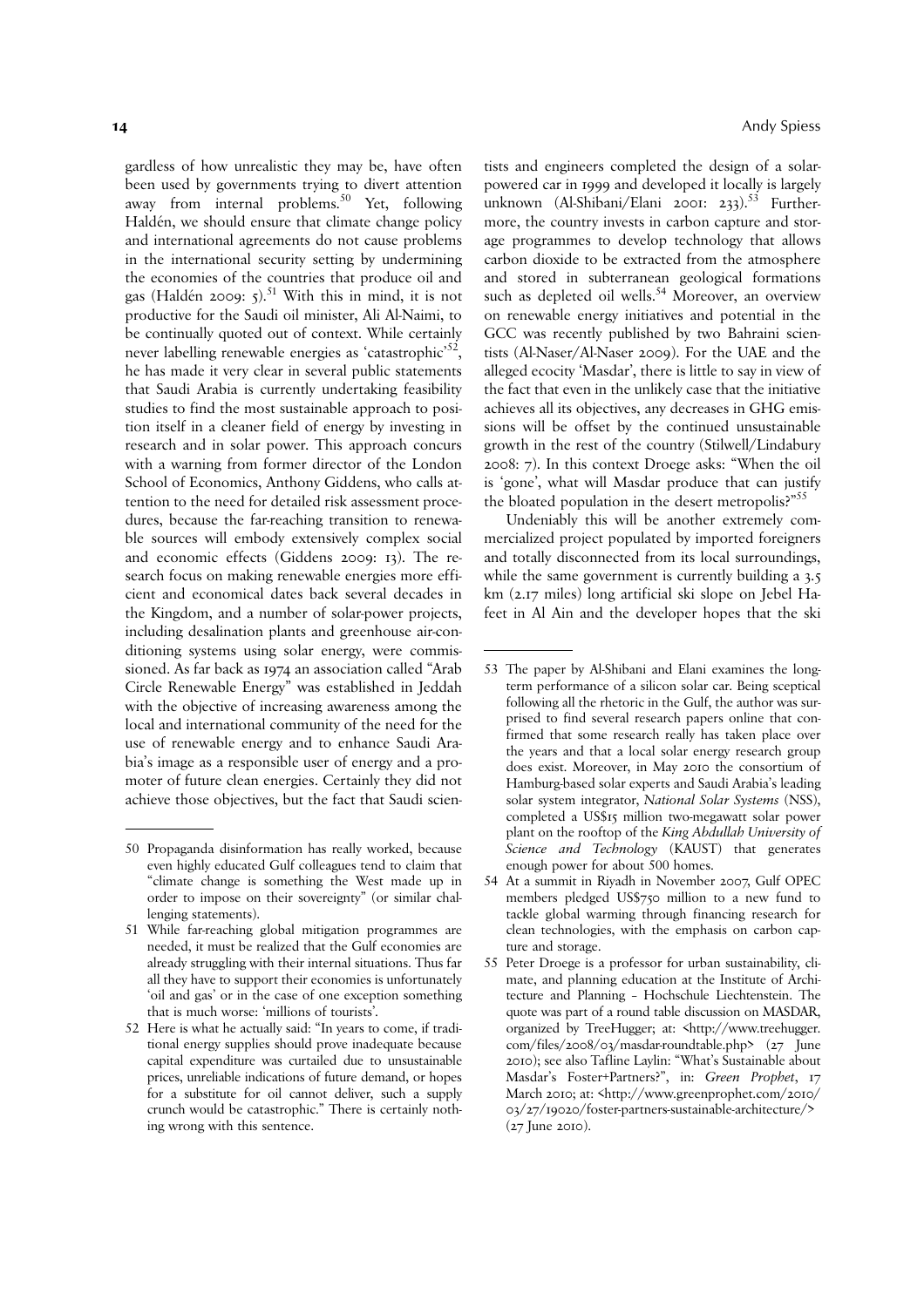gardless of how unrealistic they may be, have often been used by governments trying to divert attention away from internal problems.[50] Yet, following Haldén, we should ensure that climate change policy and international agreements do not cause problems in the international security setting by undermining the economies of the countries that produce oil and gas (Haldén 2009: 5).[51] With this in mind, it is not productive for the Saudi oil minister, Ali Al-Naimi, to be continually quoted out of context. While certainly never labelling renewable energies as 'catastrophic'[52], he has made it very clear in several public statements that Saudi Arabia is currently undertaking feasibility studies to find the most sustainable approach to position itself in a cleaner field of energy by investing in research and in solar power. This approach concurs with a warning from former director of the London School of Economics, Anthony Giddens, who calls attention to the need for detailed risk assessment procedures, because the far-reaching transition to renewable sources will embody extensively complex social and economic effects (Giddens 2009: 13). The research focus on making renewable energies more efficient and economical dates back several decades in the Kingdom, and a number of solar-power projects, including desalination plants and greenhouse air-conditioning systems using solar energy, were commissioned. As far back as 1974 an association called "Arab Circle Renewable Energy" was established in Jeddah with the objective of increasing awareness among the local and international community of the need for the use of renewable energy and to enhance Saudi Arabia's image as a responsible user of energy and a promoter of future clean energies. Certainly they did not achieve those objectives, but the fact that Saudi scientists and engineers completed the design of a solar-powered car in 1999 and developed it locally is largely unknown (Al-Shibani/Elani 2001: 233).[53] Furthermore, the country invests in carbon capture and storage programmes to develop technology that allows carbon dioxide to be extracted from the atmosphere and stored in subterranean geological formations such as depleted oil wells.[54] Moreover, an overview on renewable energy initiatives and potential in the GCC was recently published by two Bahraini scientists (Al-Naser/Al-Naser 2009). For the UAE and the alleged ecocity 'Masdar', there is little to say in view of the fact that even in the unlikely case that the initiative achieves all its objectives, any decreases in GHG emissions will be offset by the continued unsustainable growth in the rest of the country (Stilwell/Lindabury 2008: 7). In this context Droege asks: "When the oil is 'gone', what will Masdar produce that can justify the bloated population in the desert metropolis?"[55]

Undeniably this will be another extremely commercialized project populated by imported foreigners and totally disconnected from its local surroundings, while the same government is currently building a 3.5 km (2.17 miles) long artificial ski slope on Jebel Hafeet in Al Ain and the developer hopes that the ski

---

50 Propaganda disinformation has really worked, because even highly educated Gulf colleagues tend to claim that "climate change is something the West made up in order to impose on their sovereignty" (or similar challenging statements).

51 While far-reaching global mitigation programmes are needed, it must be realized that the Gulf economies are already struggling with their internal situations. Thus far all they have to support their economies is unfortunately 'oil and gas' or in the case of one exception something that is much worse: 'millions of tourists'.

52 Here is what he actually said: "In years to come, if traditional energy supplies should prove inadequate because capital expenditure was curtailed due to unsustainable prices, unreliable indications of future demand, or hopes for a substitute for oil cannot deliver, such a supply crunch would be catastrophic." There is certainly nothing wrong with this sentence.

53 The paper by Al-Shibani and Elani examines the long-term performance of a silicon solar car. Being sceptical following all the rhetoric in the Gulf, the author was surprised to find several research papers online that confirmed that some research really has taken place over the years and that a local solar energy research group does exist. Moreover, in May 2010 the consortium of Hamburg-based solar experts and Saudi Arabia's leading solar system integrator, *National Solar Systems* (NSS), completed a US$15 million two-megawatt solar power plant on the rooftop of the *King Abdullah University of Science and Technology* (KAUST) that generates enough power for about 500 homes.

54 At a summit in Riyadh in November 2007, Gulf OPEC members pledged US$750 million to a new fund to tackle global warming through financing research for clean technologies, with the emphasis on carbon capture and storage.

55 Peter Droege is a professor for urban sustainability, climate, and planning education at the Institute of Architecture and Planning – Hochschule Liechtenstein. The quote was part of a round table discussion on MASDAR, organized by TreeHugger; at: <http://www.treehugger.com/files/2008/03/masdar-roundtable.php> (27 June 2010); see also Tafline Laylin: "What's Sustainable about Masdar's Foster+Partners?", in: *Green Prophet*, 17 March 2010; at: <http://www.greenprophet.com/2010/03/27/19020/foster-partners-sustainable-architecture/> (27 June 2010).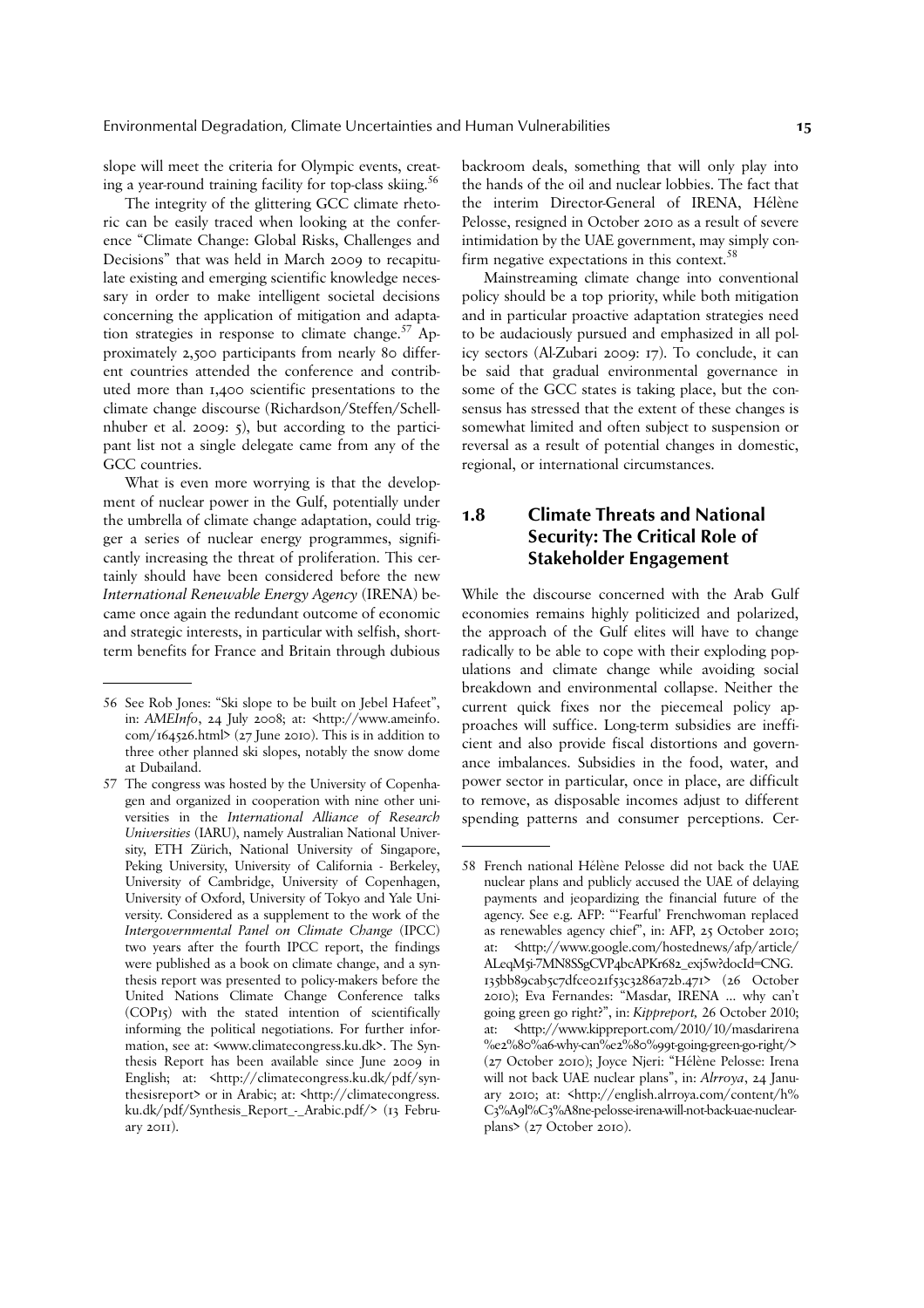slope will meet the criteria for Olympic events, creating a year-round training facility for top-class skiing.[56]

The integrity of the glittering GCC climate rhetoric can be easily traced when looking at the conference "Climate Change: Global Risks, Challenges and Decisions" that was held in March 2009 to recapitulate existing and emerging scientific knowledge necessary in order to make intelligent societal decisions concerning the application of mitigation and adaptation strategies in response to climate change.[57] Approximately 2,500 participants from nearly 80 different countries attended the conference and contributed more than 1,400 scientific presentations to the climate change discourse (Richardson/Steffen/Schellnhuber et al. 2009: 5), but according to the participant list not a single delegate came from any of the GCC countries.

What is even more worrying is that the development of nuclear power in the Gulf, potentially under the umbrella of climate change adaptation, could trigger a series of nuclear energy programmes, significantly increasing the threat of proliferation. This certainly should have been considered before the new *International Renewable Energy Agency* (IRENA) became once again the redundant outcome of economic and strategic interests, in particular with selfish, short-term benefits for France and Britain through dubious backroom deals, something that will only play into the hands of the oil and nuclear lobbies. The fact that the interim Director-General of IRENA, Hélène Pelosse, resigned in October 2010 as a result of severe intimidation by the UAE government, may simply confirm negative expectations in this context.[58]

Mainstreaming climate change into conventional policy should be a top priority, while both mitigation and in particular proactive adaptation strategies need to be audaciously pursued and emphasized in all policy sectors (Al-Zubari 2009: 17). To conclude, it can be said that gradual environmental governance in some of the GCC states is taking place, but the consensus has stressed that the extent of these changes is somewhat limited and often subject to suspension or reversal as a result of potential changes in domestic, regional, or international circumstances.

## 1.8 Climate Threats and National Security: The Critical Role of Stakeholder Engagement

While the discourse concerned with the Arab Gulf economies remains highly politicized and polarized, the approach of the Gulf elites will have to change radically to be able to cope with their exploding populations and climate change while avoiding social breakdown and environmental collapse. Neither the current quick fixes nor the piecemeal policy approaches will suffice. Long-term subsidies are inefficient and also provide fiscal distortions and governance imbalances. Subsidies in the food, water, and power sector in particular, once in place, are difficult to remove, as disposable incomes adjust to different spending patterns and consumer perceptions. Cer-

---

56 See Rob Jones: "Ski slope to be built on Jebel Hafeet", in: *AMEInfo*, 24 July 2008; at: <http://www.ameinfo.com/164526.html> (27 June 2010). This is in addition to three other planned ski slopes, notably the snow dome at Dubailand.

57 The congress was hosted by the University of Copenhagen and organized in cooperation with nine other universities in the *International Alliance of Research Universities* (IARU), namely Australian National University, ETH Zürich, National University of Singapore, Peking University, University of California - Berkeley, University of Cambridge, University of Copenhagen, University of Oxford, University of Tokyo and Yale University. Considered as a supplement to the work of the *Intergovernmental Panel on Climate Change* (IPCC) two years after the fourth IPCC report, the findings were published as a book on climate change, and a synthesis report was presented to policy-makers before the United Nations Climate Change Conference talks (COP15) with the stated intention of scientifically informing the political negotiations. For further information, see at: <www.climatecongress.ku.dk>. The Synthesis Report has been available since June 2009 in English; at: <http://climatecongress.ku.dk/pdf/synthesisreport> or in Arabic; at: <http://climatecongress.ku.dk/pdf/Synthesis_Report_-_Arabic.pdf/> (13 February 2011).

58 French national Hélène Pelosse did not back the UAE nuclear plans and publicly accused the UAE of delaying payments and jeopardizing the financial future of the agency. See e.g. AFP: "'Fearful' Frenchwoman replaced as renewables agency chief", in: AFP, 25 October 2010; at: <http://www.google.com/hostednews/afp/article/ALeqM5i-7MN8SSgCVP4bcAPKr682_exj5w?docId=CNG.135bb89cab5c7dfce021f53c3286a72b.471> (26 October 2010); Eva Fernandes: "Masdar, IRENA ... why can't going green go right?", in: *Kippreport*, 26 October 2010; at: <http://www.kippreport.com/2010/10/masdarirena%e2%80%a6-why-can%e2%80%99t-going-green-go-right/> (27 October 2010); Joyce Njeri: "Hélène Pelosse: Irena will not back UAE nuclear plans", in: *Alrroya*, 24 January 2010; at: <http://english.alrroya.com/content/h%C3%A9l%C3%A8ne-pelosse-irena-will-not-back-uae-nuclear-plans> (27 October 2010).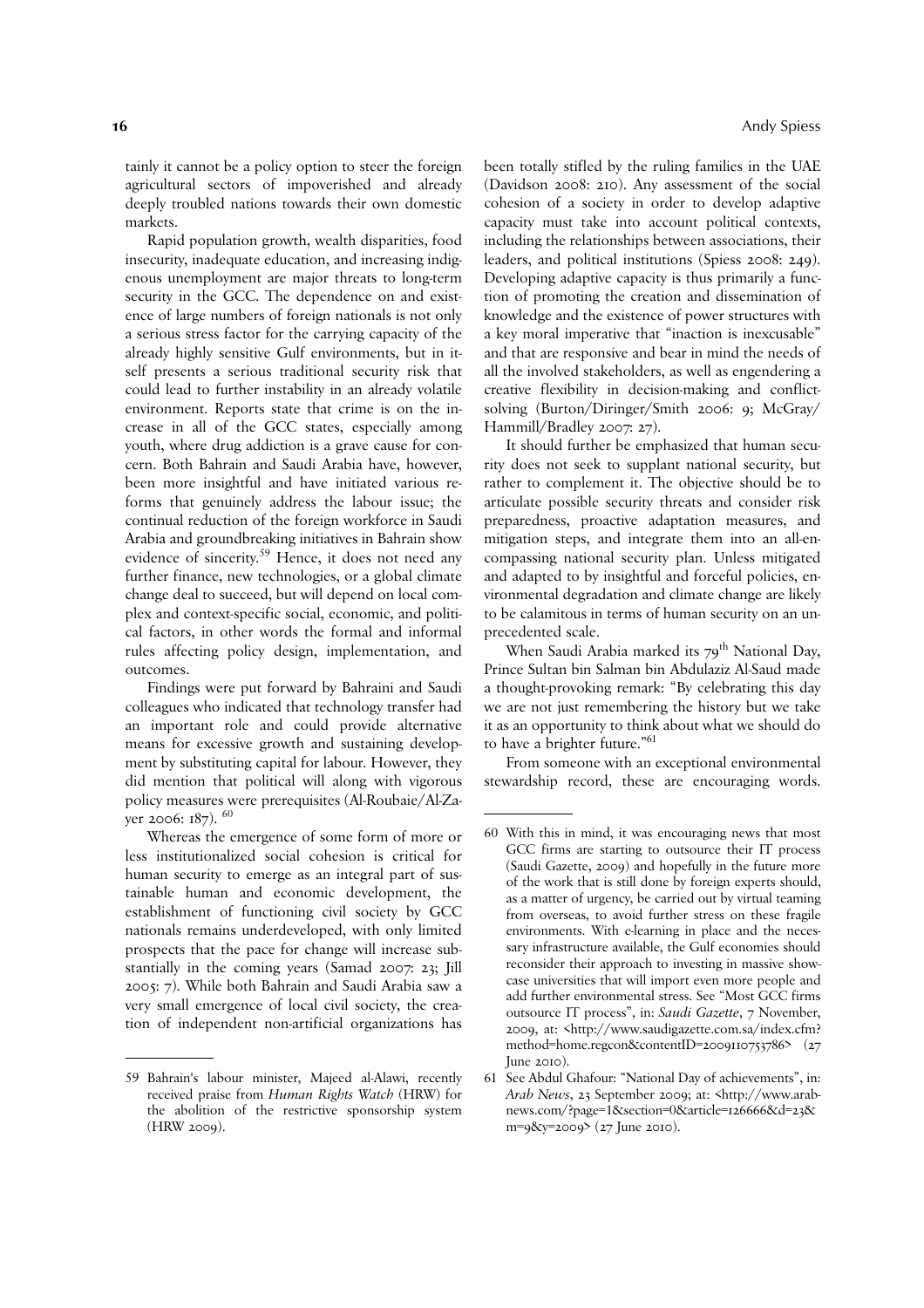tainly it cannot be a policy option to steer the foreign agricultural sectors of impoverished and already deeply troubled nations towards their own domestic markets.

Rapid population growth, wealth disparities, food insecurity, inadequate education, and increasing indigenous unemployment are major threats to long-term security in the GCC. The dependence on and existence of large numbers of foreign nationals is not only a serious stress factor for the carrying capacity of the already highly sensitive Gulf environments, but in itself presents a serious traditional security risk that could lead to further instability in an already volatile environment. Reports state that crime is on the increase in all of the GCC states, especially among youth, where drug addiction is a grave cause for concern. Both Bahrain and Saudi Arabia have, however, been more insightful and have initiated various reforms that genuinely address the labour issue; the continual reduction of the foreign workforce in Saudi Arabia and groundbreaking initiatives in Bahrain show evidence of sincerity.[59] Hence, it does not need any further finance, new technologies, or a global climate change deal to succeed, but will depend on local complex and context-specific social, economic, and political factors, in other words the formal and informal rules affecting policy design, implementation, and outcomes.

Findings were put forward by Bahraini and Saudi colleagues who indicated that technology transfer had an important role and could provide alternative means for excessive growth and sustaining development by substituting capital for labour. However, they did mention that political will along with vigorous policy measures were prerequisites (Al-Roubaie/Al-Zayer 2006: 187). [60]

Whereas the emergence of some form of more or less institutionalized social cohesion is critical for human security to emerge as an integral part of sustainable human and economic development, the establishment of functioning civil society by GCC nationals remains underdeveloped, with only limited prospects that the pace for change will increase substantially in the coming years (Samad 2007: 23; Jill 2005: 7). While both Bahrain and Saudi Arabia saw a very small emergence of local civil society, the creation of independent non-artificial organizations has been totally stifled by the ruling families in the UAE (Davidson 2008: 210). Any assessment of the social cohesion of a society in order to develop adaptive capacity must take into account political contexts, including the relationships between associations, their leaders, and political institutions (Spiess 2008: 249). Developing adaptive capacity is thus primarily a function of promoting the creation and dissemination of knowledge and the existence of power structures with a key moral imperative that "inaction is inexcusable" and that are responsive and bear in mind the needs of all the involved stakeholders, as well as engendering a creative flexibility in decision-making and conflict-solving (Burton/Diringer/Smith 2006: 9; McGray/Hammill/Bradley 2007: 27).

It should further be emphasized that human security does not seek to supplant national security, but rather to complement it. The objective should be to articulate possible security threats and consider risk preparedness, proactive adaptation measures, and mitigation steps, and integrate them into an all-encompassing national security plan. Unless mitigated and adapted to by insightful and forceful policies, environmental degradation and climate change are likely to be calamitous in terms of human security on an unprecedented scale.

When Saudi Arabia marked its 79th National Day, Prince Sultan bin Salman bin Abdulaziz Al-Saud made a thought-provoking remark: "By celebrating this day we are not just remembering the history but we take it as an opportunity to think about what we should do to have a brighter future."[61]

From someone with an exceptional environmental stewardship record, these are encouraging words.

---

59 Bahrain's labour minister, Majeed al-Alawi, recently received praise from *Human Rights Watch* (HRW) for the abolition of the restrictive sponsorship system (HRW 2009).

60 With this in mind, it was encouraging news that most GCC firms are starting to outsource their IT process (Saudi Gazette, 2009) and hopefully in the future more of the work that is still done by foreign experts should, as a matter of urgency, be carried out by virtual teaming from overseas, to avoid further stress on these fragile environments. With e-learning in place and the necessary infrastructure available, the Gulf economies should reconsider their approach to investing in massive showcase universities that will import even more people and add further environmental stress. See "Most GCC firms outsource IT process", in: *Saudi Gazette*, 7 November, 2009, at: <http://www.saudigazette.com.sa/index.cfm?method=home.regcon&contentID=2009110753786> (27 June 2010).

61 See Abdul Ghafour: "National Day of achievements", in: *Arab News*, 23 September 2009; at: <http://www.arabnews.com/?page=1&section=0&article=126666&d=23&m=9&y=2009> (27 June 2010).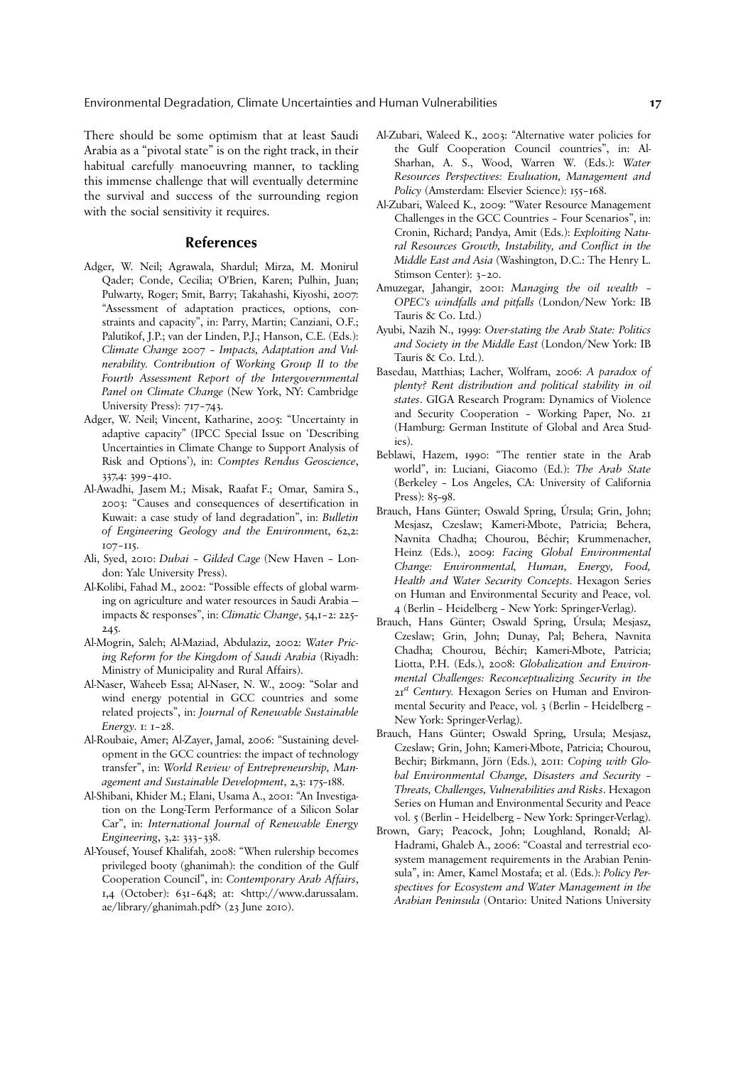There should be some optimism that at least Saudi Arabia as a "pivotal state" is on the right track, in their habitual carefully manoeuvring manner, to tackling this immense challenge that will eventually determine the survival and success of the surrounding region with the social sensitivity it requires.

## References

Adger, W. Neil; Agrawala, Shardul; Mirza, M. Monirul Qader; Conde, Cecilia; O'Brien, Karen; Pulhin, Juan; Pulwarty, Roger; Smit, Barry; Takahashi, Kiyoshi, 2007: "Assessment of adaptation practices, options, constraints and capacity", in: Parry, Martin; Canziani, O.F.; Palutikof, J.P.; van der Linden, P.J.; Hanson, C.E. (Eds.): *Climate Change 2007 – Impacts, Adaptation and Vulnerability. Contribution of Working Group II to the Fourth Assessment Report of the Intergovernmental Panel on Climate Change* (New York, NY: Cambridge University Press): 717–743.

Adger, W. Neil; Vincent, Katharine, 2005: "Uncertainty in adaptive capacity" (IPCC Special Issue on 'Describing Uncertainties in Climate Change to Support Analysis of Risk and Options'), in: *Comptes Rendus Geoscience*, 337,4: 399–410.

Al-Awadhi, Jasem M.; Misak, Raafat F.; Omar, Samira S., 2003: "Causes and consequences of desertification in Kuwait: a case study of land degradation", in: *Bulletin of Engineering Geology and the Environmen*t, 62,2: 107–115.

Ali, Syed, 2010: *Dubai – Gilded Cage* (New Haven – London: Yale University Press).

Al-Kolibi, Fahad M., 2002: "Possible effects of global warming on agriculture and water resources in Saudi Arabia — impacts & responses", in: *Climatic Change*, 54,1–2: 225–245.

Al-Mogrin, Saleh; Al-Maziad, Abdulaziz, 2002: *Water Pricing Reform for the Kingdom of Saudi Arabia* (Riyadh: Ministry of Municipality and Rural Affairs).

Al-Naser, Waheeb Essa; Al-Naser, N. W., 2009: "Solar and wind energy potential in GCC countries and some related projects", in: *Journal of Renewable Sustainable Energy*. 1: 1–28.

Al-Roubaie, Amer; Al-Zayer, Jamal, 2006: "Sustaining development in the GCC countries: the impact of technology transfer", in: *World Review of Entrepreneurship, Management and Sustainable Development*, 2,3: 175–188.

Al-Shibani, Khider M.; Elani, Usama A., 2001: "An Investigation on the Long-Term Performance of a Silicon Solar Car", in: *International Journal of Renewable Energy Engineering*, 3,2: 333–338.

Al-Yousef, Yousef Khalifah, 2008: "When rulership becomes privileged booty (ghanimah): the condition of the Gulf Cooperation Council", in: *Contemporary Arab Affairs*, 1,4 (October): 631–648; at: <http://www.darussalam.ae/library/ghanimah.pdf> (23 June 2010).

Al-Zubari, Waleed K., 2003: "Alternative water policies for the Gulf Cooperation Council countries", in: Al-Sharhan, A. S., Wood, Warren W. (Eds.): *Water Resources Perspectives: Evaluation, Management and Policy* (Amsterdam: Elsevier Science): 155–168.

Al-Zubari, Waleed K., 2009: "Water Resource Management Challenges in the GCC Countries – Four Scenarios", in: Cronin, Richard; Pandya, Amit (Eds.): *Exploiting Natural Resources Growth, Instability, and Conflict in the Middle East and Asia* (Washington, D.C.: The Henry L. Stimson Center): 3–20.

Amuzegar, Jahangir, 2001: *Managing the oil wealth – OPEC's windfalls and pitfalls* (London/New York: IB Tauris & Co. Ltd.)

Ayubi, Nazih N., 1999: *Over-stating the Arab State: Politics and Society in the Middle East* (London/New York: IB Tauris & Co. Ltd.).

Basedau, Matthias; Lacher, Wolfram, 2006: *A paradox of plenty? Rent distribution and political stability in oil states*. GIGA Research Program: Dynamics of Violence and Security Cooperation – Working Paper, No. 21 (Hamburg: German Institute of Global and Area Studies).

Beblawi, Hazem, 1990: "The rentier state in the Arab world", in: Luciani, Giacomo (Ed.): *The Arab State* (Berkeley – Los Angeles, CA: University of California Press): 85–98.

Brauch, Hans Günter; Oswald Spring, Úrsula; Grin, John; Mesjasz, Czeslaw; Kameri-Mbote, Patricia; Behera, Navnita Chadha; Chourou, Béchir; Krummenacher, Heinz (Eds.), 2009: *Facing Global Environmental Change: Environmental, Human, Energy, Food, Health and Water Security Concepts*. Hexagon Series on Human and Environmental Security and Peace, vol. 4 (Berlin – Heidelberg – New York: Springer-Verlag).

Brauch, Hans Günter; Oswald Spring, Úrsula; Mesjasz, Czeslaw; Grin, John; Dunay, Pal; Behera, Navnita Chadha; Chourou, Béchir; Kameri-Mbote, Patricia; Liotta, P.H. (Eds.), 2008: *Globalization and Environmental Challenges: Reconceptualizing Security in the 21st Century.* Hexagon Series on Human and Environmental Security and Peace, vol. 3 (Berlin – Heidelberg – New York: Springer-Verlag).

Brauch, Hans Günter; Oswald Spring, Ursula; Mesjasz, Czeslaw; Grin, John; Kameri-Mbote, Patricia; Chourou, Bechir; Birkmann, Jörn (Eds.), 2011: *Coping with Global Environmental Change, Disasters and Security – Threats, Challenges, Vulnerabilities and Risks*. Hexagon Series on Human and Environmental Security and Peace vol. 5 (Berlin – Heidelberg – New York: Springer-Verlag).

Brown, Gary; Peacock, John; Loughland, Ronald; Al-Hadrami, Ghaleb A., 2006: "Coastal and terrestrial ecosystem management requirements in the Arabian Peninsula", in: Amer, Kamel Mostafa; et al. (Eds.): *Policy Perspectives for Ecosystem and Water Management in the Arabian Peninsula* (Ontario: United Nations University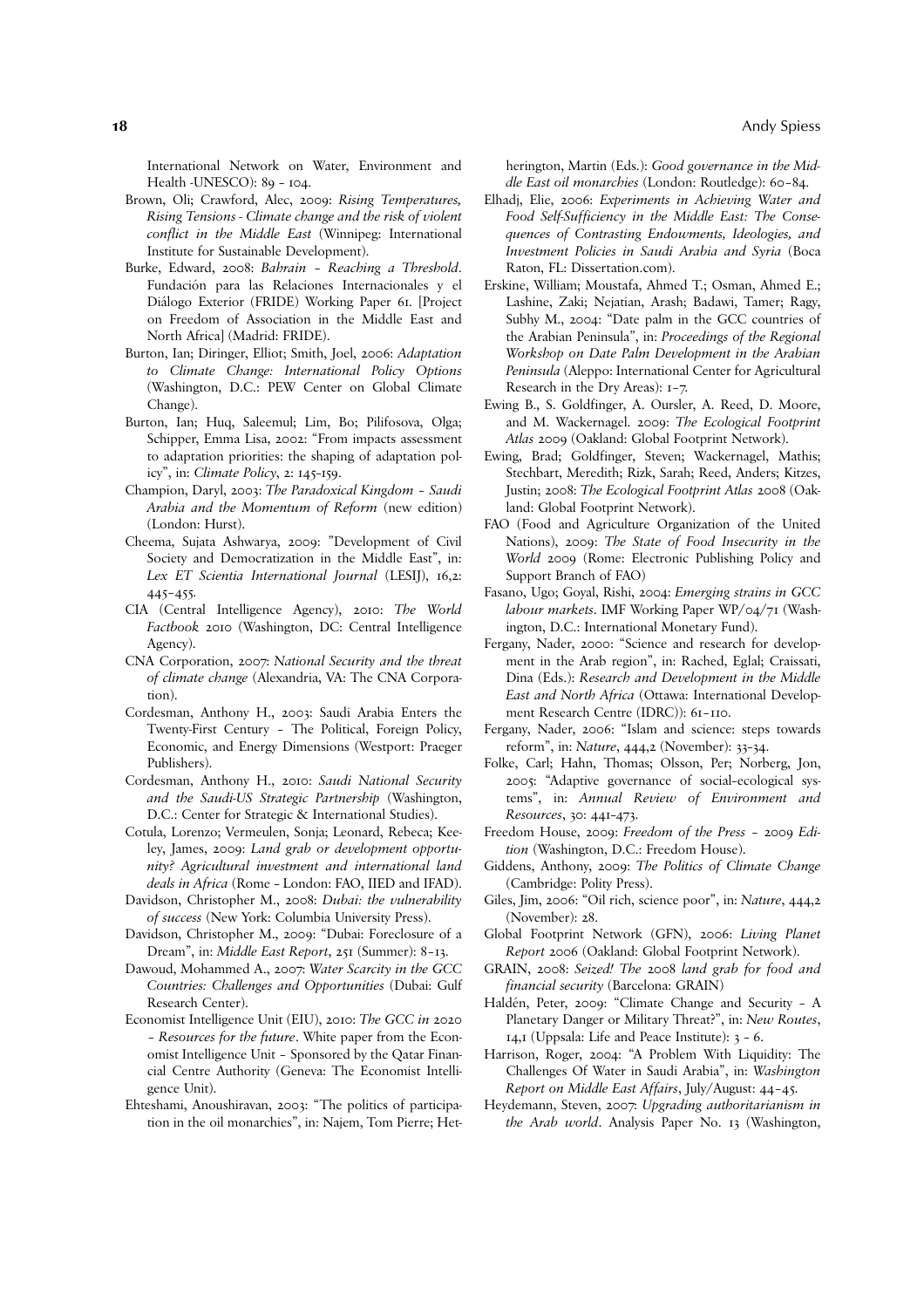International Network on Water, Environment and Health -UNESCO): 89 – 104.

Brown, Oli; Crawford, Alec, 2009: *Rising Temperatures, Rising Tensions - Climate change and the risk of violent conflict in the Middle East* (Winnipeg: International Institute for Sustainable Development).

Burke, Edward, 2008: *Bahrain – Reaching a Threshold*. Fundación para las Relaciones Internacionales y el Diálogo Exterior (FRIDE) Working Paper 61. [Project on Freedom of Association in the Middle East and North Africa] (Madrid: FRIDE).

Burton, Ian; Diringer, Elliot; Smith, Joel, 2006: *Adaptation to Climate Change: International Policy Options* (Washington, D.C.: PEW Center on Global Climate Change).

Burton, Ian; Huq, Saleemul; Lim, Bo; Pilifosova, Olga; Schipper, Emma Lisa, 2002: "From impacts assessment to adaptation priorities: the shaping of adaptation policy", in: *Climate Policy*, 2: 145-159.

Champion, Daryl, 2003: *The Paradoxical Kingdom – Saudi Arabia and the Momentum of Reform* (new edition) (London: Hurst).

Cheema, Sujata Ashwarya, 2009: "Development of Civil Society and Democratization in the Middle East", in: *Lex ET Scientia International Journal* (LESIJ), 16,2: 445–455.

CIA (Central Intelligence Agency), 2010: *The World Factbook* 2010 (Washington, DC: Central Intelligence Agency).

CNA Corporation, 2007: *National Security and the threat of climate change* (Alexandria, VA: The CNA Corporation).

Cordesman, Anthony H., 2003: Saudi Arabia Enters the Twenty-First Century – The Political, Foreign Policy, Economic, and Energy Dimensions (Westport: Praeger Publishers).

Cordesman, Anthony H., 2010: *Saudi National Security and the Saudi-US Strategic Partnership* (Washington, D.C.: Center for Strategic & International Studies).

Cotula, Lorenzo; Vermeulen, Sonja; Leonard, Rebeca; Keeley, James, 2009: *Land grab or development opportunity? Agricultural investment and international land deals in Africa* (Rome – London: FAO, IIED and IFAD).

Davidson, Christopher M., 2008: *Dubai: the vulnerability of success* (New York: Columbia University Press).

Davidson, Christopher M., 2009: "Dubai: Foreclosure of a Dream", in: *Middle East Report*, 251 (Summer): 8–13.

Dawoud, Mohammed A., 2007: *Water Scarcity in the GCC Countries: Challenges and Opportunities* (Dubai: Gulf Research Center).

Economist Intelligence Unit (EIU), 2010: *The GCC in 2020 – Resources for the future*. White paper from the Economist Intelligence Unit – Sponsored by the Qatar Financial Centre Authority (Geneva: The Economist Intelligence Unit).

Ehteshami, Anoushiravan, 2003: "The politics of participation in the oil monarchies", in: Najem, Tom Pierre; Hetherington, Martin (Eds.): *Good governance in the Middle East oil monarchies* (London: Routledge): 60–84.

Elhadj, Elie, 2006: *Experiments in Achieving Water and Food Self-Sufficiency in the Middle East: The Consequences of Contrasting Endowments, Ideologies, and Investment Policies in Saudi Arabia and Syria* (Boca Raton, FL: Dissertation.com).

Erskine, William; Moustafa, Ahmed T.; Osman, Ahmed E.; Lashine, Zaki; Nejatian, Arash; Badawi, Tamer; Ragy, Subhy M., 2004: "Date palm in the GCC countries of the Arabian Peninsula", in: *Proceedings of the Regional Workshop on Date Palm Development in the Arabian Peninsula* (Aleppo: International Center for Agricultural Research in the Dry Areas): 1–7.

Ewing B., S. Goldfinger, A. Oursler, A. Reed, D. Moore, and M. Wackernagel. 2009: *The Ecological Footprint Atlas* 2009 (Oakland: Global Footprint Network).

Ewing, Brad; Goldfinger, Steven; Wackernagel, Mathis; Stechbart, Meredith; Rizk, Sarah; Reed, Anders; Kitzes, Justin; 2008: *The Ecological Footprint Atlas* 2008 (Oakland: Global Footprint Network).

FAO (Food and Agriculture Organization of the United Nations), 2009: *The State of Food Insecurity in the World* 2009 (Rome: Electronic Publishing Policy and Support Branch of FAO)

Fasano, Ugo; Goyal, Rishi, 2004: *Emerging strains in GCC labour markets*. IMF Working Paper WP/04/71 (Washington, D.C.: International Monetary Fund).

Fergany, Nader, 2000: "Science and research for development in the Arab region", in: Rached, Eglal; Craissati, Dina (Eds.): *Research and Development in the Middle East and North Africa* (Ottawa: International Development Research Centre (IDRC)): 61–110.

Fergany, Nader, 2006: "Islam and science: steps towards reform", in: *Nature*, 444,2 (November): 33–34.

Folke, Carl; Hahn, Thomas; Olsson, Per; Norberg, Jon, 2005: "Adaptive governance of social–ecological systems", in: *Annual Review of Environment and Resources*, 30: 441–473.

Freedom House, 2009: *Freedom of the Press – 2009 Edition* (Washington, D.C.: Freedom House).

Giddens, Anthony, 2009: *The Politics of Climate Change* (Cambridge: Polity Press).

Giles, Jim, 2006: "Oil rich, science poor", in: *Nature*, 444,2 (November): 28.

Global Footprint Network (GFN), 2006: *Living Planet Report* 2006 (Oakland: Global Footprint Network).

GRAIN, 2008: *Seized! The 2008 land grab for food and financial security* (Barcelona: GRAIN)

Haldén, Peter, 2009: "Climate Change and Security – A Planetary Danger or Military Threat?", in: *New Routes*, 14,1 (Uppsala: Life and Peace Institute): 3 - 6.

Harrison, Roger, 2004: "A Problem With Liquidity: The Challenges Of Water in Saudi Arabia", in: *Washington Report on Middle East Affairs*, July/August: 44–45.

Heydemann, Steven, 2007: *Upgrading authoritarianism in the Arab world*. Analysis Paper No. 13 (Washington,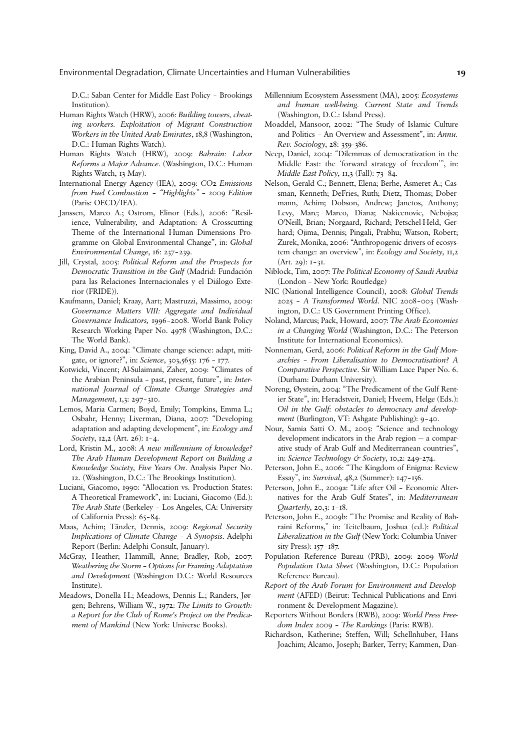D.C.: Saban Center for Middle East Policy – Brookings Institution).

Human Rights Watch (HRW), 2006: *Building towers, cheating workers. Exploitation of Migrant Construction Workers in the United Arab Emirates*, 18,8 (Washington, D.C.: Human Rights Watch).

Human Rights Watch (HRW), 2009: *Bahrain: Labor Reforms a Major Advance*. (Washington, D.C.: Human Rights Watch, 13 May).

International Energy Agency (IEA), 2009: *CO2 Emissions from Fuel Combustion – "Highlights" – 2009 Edition* (Paris: OECD/IEA).

Janssen, Marco A.; Ostrom, Elinor (Eds.), 2006: "Resilience, Vulnerability, and Adaptation: A Crosscutting Theme of the International Human Dimensions Programme on Global Environmental Change", in: *Global Environmental Change*, 16: 237–239.

Jill, Crystal, 2005: *Political Reform and the Prospects for Democratic Transition in the Gulf* (Madrid: Fundación para las Relaciones Internacionales y el Diálogo Exterior (FRIDE)).

Kaufmann, Daniel; Kraay, Aart; Mastruzzi, Massimo, 2009: *Governance Matters VIII: Aggregate and Individual Governance Indicators, 1996–2008*. World Bank Policy Research Working Paper No. 4978 (Washington, D.C.: The World Bank).

King, David A., 2004: "Climate change science: adapt, mitigate, or ignore?", in: *Science*, 303,5655: 176 – 177.

Kotwicki, Vincent; Al-Sulaimani, Zaher, 2009: "Climates of the Arabian Peninsula – past, present, future", in: *International Journal of Climate Change Strategies and Management*, 1,3: 297–310.

Lemos, Maria Carmen; Boyd, Emily; Tompkins, Emma L.; Osbahr, Henny; Liverman, Diana, 2007: "Developing adaptation and adapting development", in: *Ecology and Society*, 12,2 (Art. 26): 1–4.

Lord, Kristin M., 2008: *A new millennium of knowledge? The Arab Human Development Report on Building a Knowledge Society, Five Years On*. Analysis Paper No. 12. (Washington, D.C.: The Brookings Institution).

Luciani, Giacomo, 1990: "Allocation vs. Production States: A Theoretical Framework", in: Luciani, Giacomo (Ed.): *The Arab State* (Berkeley – Los Angeles, CA: University of California Press): 65–84.

Maas, Achim; Tänzler, Dennis, 2009: *Regional Security Implications of Climate Change – A Synopsis*. Adelphi Report (Berlin: Adelphi Consult, January).

McGray, Heather; Hammill, Anne; Bradley, Rob, 2007: *Weathering the Storm – Options for Framing Adaptation and Development* (Washington D.C.: World Resources Institute).

Meadows, Donella H.; Meadows, Dennis L.; Randers, Jørgen; Behrens, William W., 1972: *The Limits to Growth: a Report for the Club of Rome's Project on the Predicament of Mankind* (New York: Universe Books).

Millennium Ecosystem Assessment (MA), 2005: *Ecosystems and human well-being. Current State and Trends* (Washington, D.C.: Island Press).

Moaddel, Mansoor, 2002: "The Study of Islamic Culture and Politics – An Overview and Assessment", in: *Annu. Rev. Sociology*, 28: 359–386.

Neep, Daniel, 2004: "Dilemmas of democratization in the Middle East: the 'forward strategy of freedom'", in: *Middle East Policy*, 11,3 (Fall): 73–84.

Nelson, Gerald C.; Bennett, Elena; Berhe, Asmeret A.; Cassman, Kenneth; DeFries, Ruth; Dietz, Thomas; Dobermann, Achim; Dobson, Andrew; Janetos, Anthony; Levy, Marc; Marco, Diana; Nakicenovic, Nebojsa; O'Neill, Brian; Norgaard, Richard; Petschel-Held, Gerhard; Ojima, Dennis; Pingali, Prabhu; Watson, Robert; Zurek, Monika, 2006: "Anthropogenic drivers of ecosystem change: an overview", in: *Ecology and Society*, 11,2 (Art. 29): 1–31.

Niblock, Tim, 2007: *The Political Economy of Saudi Arabia* (London – New York: Routledge)

NIC (National Intelligence Council), 2008: *Global Trends 2025 – A Transformed World*. NIC 2008–003 (Washington, D.C.: US Government Printing Office).

Noland, Marcus; Pack, Howard, 2007: *The Arab Economies in a Changing World* (Washington, D.C.: The Peterson Institute for International Economics).

Nonneman, Gerd, 2006: *Political Reform in the Gulf Monarchies – From Liberalisation to Democratisation? A Comparative Perspective*. Sir William Luce Paper No. 6. (Durham: Durham University).

Noreng, Øystein, 2004: "The Predicament of the Gulf Rentier State", in: Heradstveit, Daniel; Hveem, Helge (Eds.): *Oil in the Gulf: obstacles to democracy and development* (Burlington, VT: Ashgate Publishing): 9–40.

Nour, Samia Satti O. M., 2005: "Science and technology development indicators in the Arab region — a comparative study of Arab Gulf and Mediterranean countries", in: *Science Technology & Society*, 10,2: 249–274.

Peterson, John E., 2006: "The Kingdom of Enigma: Review Essay", in: *Survival*, 48,2 (Summer): 147–156.

Peterson, John E., 2009a: "Life after Oil – Economic Alternatives for the Arab Gulf States", in: *Mediterranean Quarterly*, 20,3: 1–18.

Peterson, John E., 2009b: "The Promise and Reality of Bahraini Reforms," in: Teitelbaum, Joshua (ed.): *Political Liberalization in the Gulf* (New York: Columbia University Press): 157–187.

Population Reference Bureau (PRB), 2009: *2009 World Population Data Sheet* (Washington, D.C.: Population Reference Bureau).

*Report of the Arab Forum for Environment and Development* (AFED) (Beirut: Technical Publications and Environment & Development Magazine).

Reporters Without Borders (RWB), 2009: *World Press Freedom Index 2009 – The Rankings* (Paris: RWB).

Richardson, Katherine; Steffen, Will; Schellnhuber, Hans Joachim; Alcamo, Joseph; Barker, Terry; Kammen, Dan-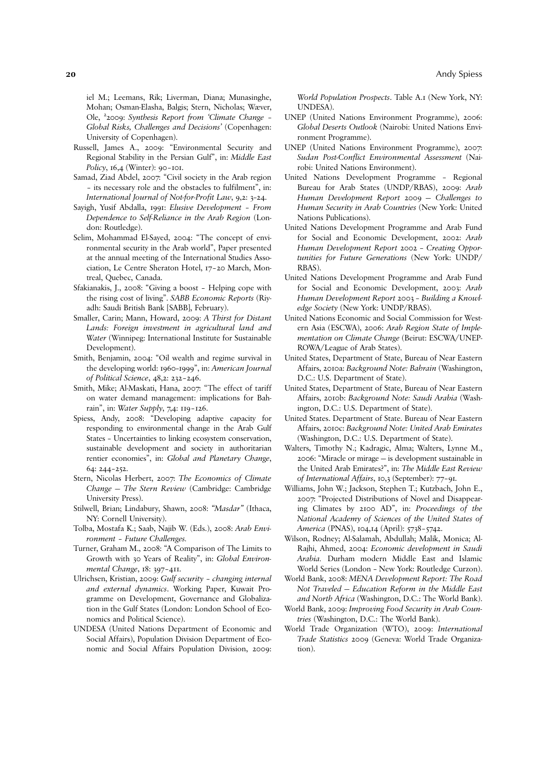iel M.; Leemans, Rik; Liverman, Diana; Munasinghe, Mohan; Osman-Elasha, Balgis; Stern, Nicholas; Wæver, Ole, ²2009: *Synthesis Report from 'Climate Change – Global Risks, Challenges and Decisions'* (Copenhagen: University of Copenhagen).

Russell, James A., 2009: "Environmental Security and Regional Stability in the Persian Gulf", in: *Middle East Policy*, 16,4 (Winter): 90–101.

Samad, Ziad Abdel, 2007: "Civil society in the Arab region – its necessary role and the obstacles to fulfilment", in: *International Journal of Not-for-Profit Law*, 9,2: 3–24.

Sayigh, Yusif Abdalla, 1991: *Elusive Development – From Dependence to Self-Reliance in the Arab Region* (London: Routledge).

Selim, Mohammad El-Sayed, 2004: "The concept of environmental security in the Arab world", Paper presented at the annual meeting of the International Studies Association, Le Centre Sheraton Hotel, 17–20 March, Montreal, Quebec, Canada.

Sfakianakis, J., 2008: "Giving a boost – Helping cope with the rising cost of living". *SABB Economic Reports* (Riyadh: Saudi British Bank [SABB], February).

Smaller, Carin; Mann, Howard, 2009: *A Thirst for Distant Lands: Foreign investment in agricultural land and Water* (Winnipeg: International Institute for Sustainable Development).

Smith, Benjamin, 2004: "Oil wealth and regime survival in the developing world: 1960–1999", in: *American Journal of Political Science*, 48,2: 232–246.

Smith, Mike; Al-Maskati, Hana, 2007: "The effect of tariff on water demand management: implications for Bahrain", in: *Water Supply*, 7,4: 119–126.

Spiess, Andy, 2008: "Developing adaptive capacity for responding to environmental change in the Arab Gulf States – Uncertainties to linking ecosystem conservation, sustainable development and society in authoritarian rentier economies", in: *Global and Planetary Change*, 64: 244–252.

Stern, Nicolas Herbert, 2007: *The Economics of Climate Change – The Stern Review* (Cambridge: Cambridge University Press).

Stilwell, Brian; Lindabury, Shawn, 2008: *"Masdar"* (Ithaca, NY: Cornell University).

Tolba, Mostafa K.; Saab, Najib W. (Eds.), 2008: *Arab Environment – Future Challenges.*

Turner, Graham M., 2008: "A Comparison of The Limits to Growth with 30 Years of Reality", in: *Global Environmental Change*, 18: 397–411.

Ulrichsen, Kristian, 2009: *Gulf security – changing internal and external dynamics*. Working Paper, Kuwait Programme on Development, Governance and Globalization in the Gulf States (London: London School of Economics and Political Science).

UNDESA (United Nations Department of Economic and Social Affairs), Population Division Department of Economic and Social Affairs Population Division, 2009: *World Population Prospects*. Table A.1 (New York, NY: UNDESA).

UNEP (United Nations Environment Programme), 2006: *Global Deserts Outlook* (Nairobi: United Nations Environment Programme).

UNEP (United Nations Environment Programme), 2007: *Sudan Post-Conflict Environmental Assessment* (Nairobi: United Nations Environment).

United Nations Development Programme – Regional Bureau for Arab States (UNDP/RBAS), 2009: *Arab Human Development Report 2009 – Challenges to Human Security in Arab Countries* (New York: United Nations Publications).

United Nations Development Programme and Arab Fund for Social and Economic Development, 2002: *Arab Human Development Report 2002 – Creating Opportunities for Future Generations* (New York: UNDP/RBAS).

United Nations Development Programme and Arab Fund for Social and Economic Development, 2003: *Arab Human Development Report 2003 – Building a Knowledge Society* (New York: UNDP/RBAS).

United Nations Economic and Social Commission for Western Asia (ESCWA), 2006: *Arab Region State of Implementation on Climate Change* (Beirut: ESCWA/UNEP-ROWA/League of Arab States).

United States, Department of State, Bureau of Near Eastern Affairs, 2010a: *Background Note: Bahrain* (Washington, D.C.: U.S. Department of State).

United States, Department of State, Bureau of Near Eastern Affairs, 2010b: *Background Note: Saudi Arabia* (Washington, D.C.: U.S. Department of State).

United States. Department of State. Bureau of Near Eastern Affairs, 2010c: *Background Note: United Arab Emirates* (Washington, D.C.: U.S. Department of State).

Walters, Timothy N.; Kadragic, Alma; Walters, Lynne M., 2006: "Miracle or mirage – is development sustainable in the United Arab Emirates?", in: *The Middle East Review of International Affairs*, 10,3 (September): 77–91.

Williams, John W.; Jackson, Stephen T.; Kutzbach, John E., 2007: "Projected Distributions of Novel and Disappearing Climates by 2100 AD", in: *Proceedings of the National Academy of Sciences of the United States of America* (PNAS), 104,14 (April): 5738–5742.

Wilson, Rodney; Al-Salamah, Abdullah; Malik, Monica; Al-Rajhi, Ahmed, 2004: *Economic development in Saudi Arabia.* Durham modern Middle East and Islamic World Series (London – New York: Routledge Curzon).

World Bank, 2008: *MENA Development Report: The Road Not Traveled – Education Reform in the Middle East and North Africa* (Washington, D.C.: The World Bank).

World Bank, 2009: *Improving Food Security in Arab Countries* (Washington, D.C.: The World Bank).

World Trade Organization (WTO), 2009: *International Trade Statistics 2009* (Geneva: World Trade Organization).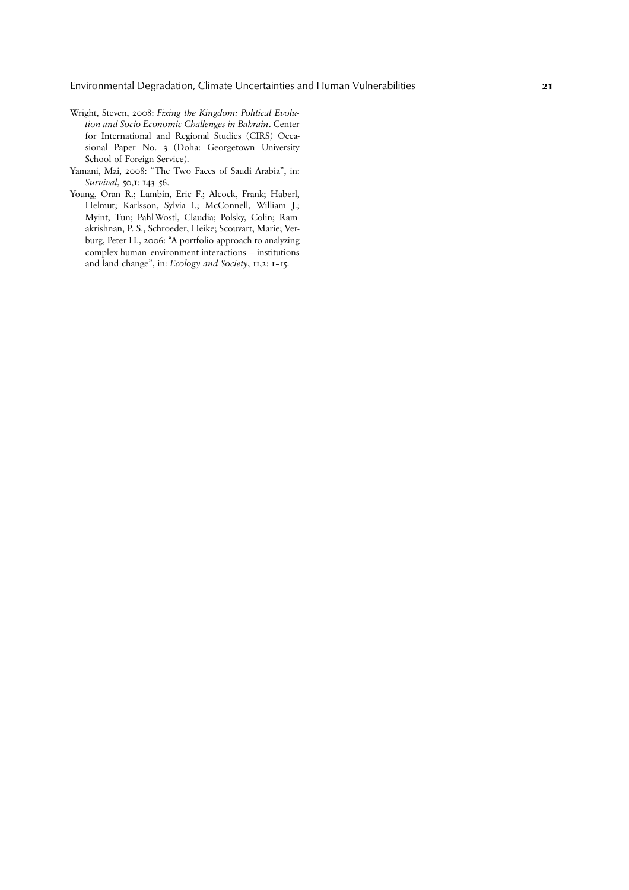Wright, Steven, 2008: *Fixing the Kingdom: Political Evolution and Socio-Economic Challenges in Bahrain*. Center for International and Regional Studies (CIRS) Occasional Paper No. 3 (Doha: Georgetown University School of Foreign Service).

Yamani, Mai, 2008: "The Two Faces of Saudi Arabia", in: *Survival*, 50,1: 143–56.

Young, Oran R.; Lambin, Eric F.; Alcock, Frank; Haberl, Helmut; Karlsson, Sylvia I.; McConnell, William J.; Myint, Tun; Pahl-Wostl, Claudia; Polsky, Colin; Ramakrishnan, P. S., Schroeder, Heike; Scouvart, Marie; Verburg, Peter H., 2006: "A portfolio approach to analyzing complex human–environment interactions – institutions and land change", in: *Ecology and Society*, 11,2: 1–15.